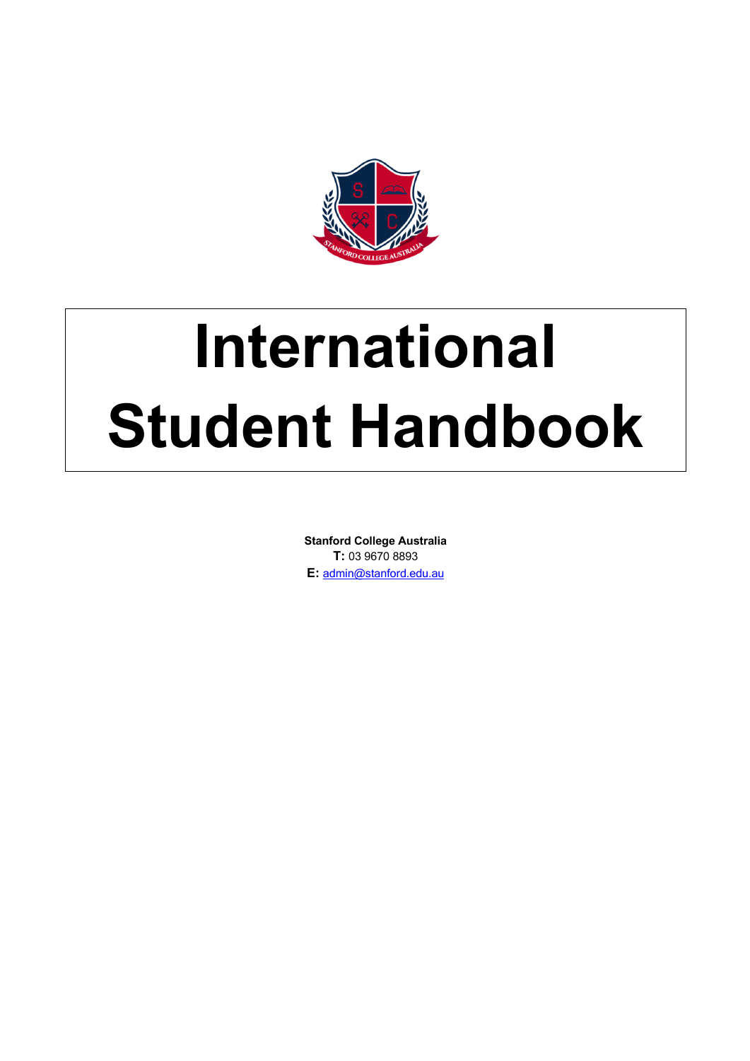# International Student Handbook

**Stanford College Australia**
**T:** 03 9670 8893
**E:** admin@stanford.edu.au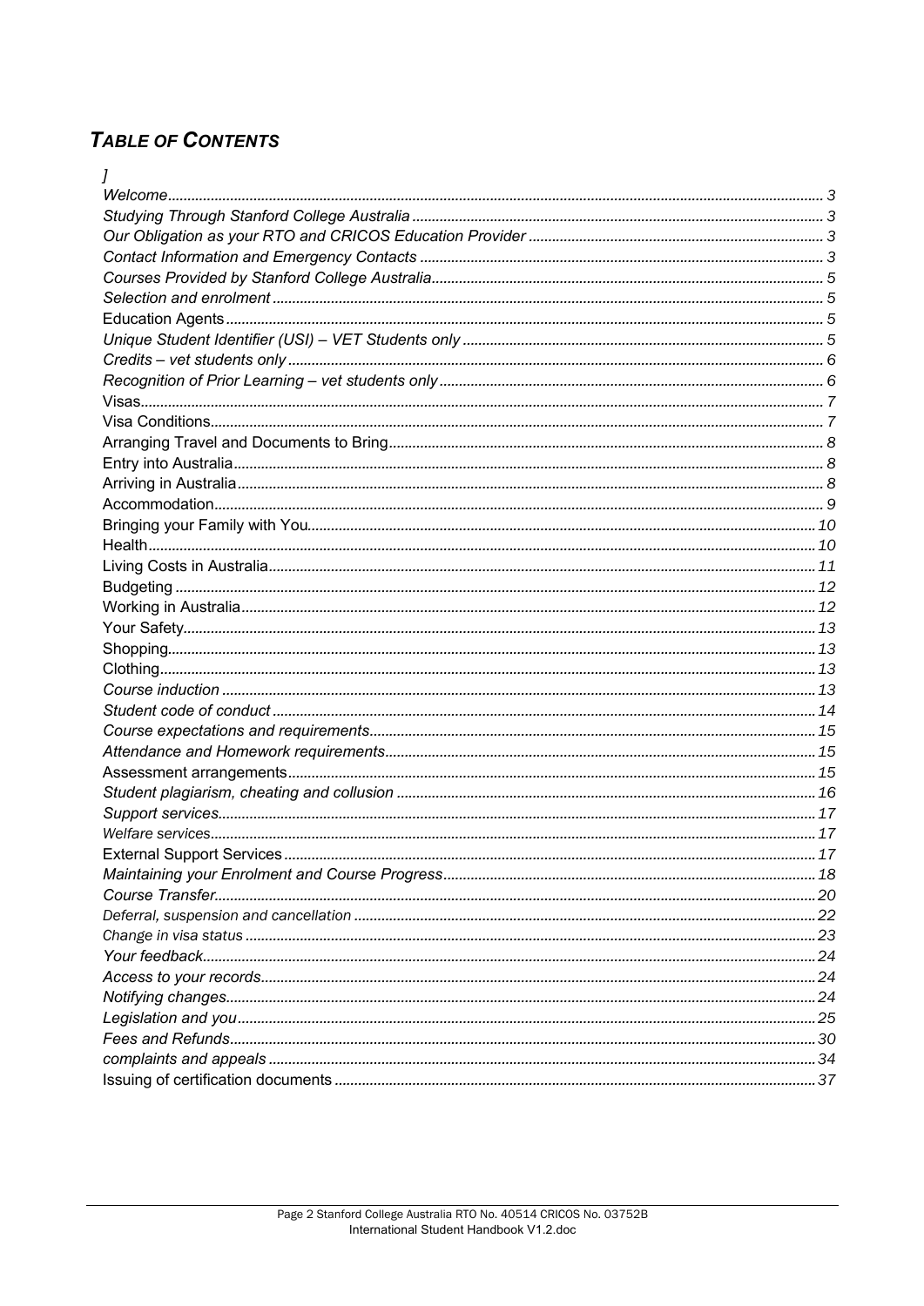# *Table of Contents*

*]*

*Welcome* ... 3
*Studying Through Stanford College Australia* ... 3
*Our Obligation as your RTO and CRICOS Education Provider* ... 3
*Contact Information and Emergency Contacts* ... 3
*Courses Provided by Stanford College Australia* ... 5
*Selection and enrolment* ... 5
Education Agents ... 5
*Unique Student Identifier (USI) – VET Students only* ... 5
*Credits – vet students only* ... 6
*Recognition of Prior Learning – vet students only* ... 6
Visas ... 7
Visa Conditions ... 7
Arranging Travel and Documents to Bring ... 8
Entry into Australia ... 8
Arriving in Australia ... 8
Accommodation ... 9
Bringing your Family with You ... 10
Health ... 10
Living Costs in Australia ... 11
Budgeting ... 12
Working in Australia ... 12
Your Safety ... 13
Shopping ... 13
Clothing ... 13
*Course induction* ... 13
*Student code of conduct* ... 14
*Course expectations and requirements* ... 15
*Attendance and Homework requirements* ... 15
Assessment arrangements ... 15
*Student plagiarism, cheating and collusion* ... 16
*Support services* ... 17
*Welfare services* ... 17
External Support Services ... 17
*Maintaining your Enrolment and Course Progress* ... 18
*Course Transfer* ... 20
*Deferral, suspension and cancellation* ... 22
*Change in visa status* ... 23
*Your feedback* ... 24
*Access to your records* ... 24
*Notifying changes* ... 24
*Legislation and you* ... 25
*Fees and Refunds* ... 30
*complaints and appeals* ... 34
Issuing of certification documents ... 37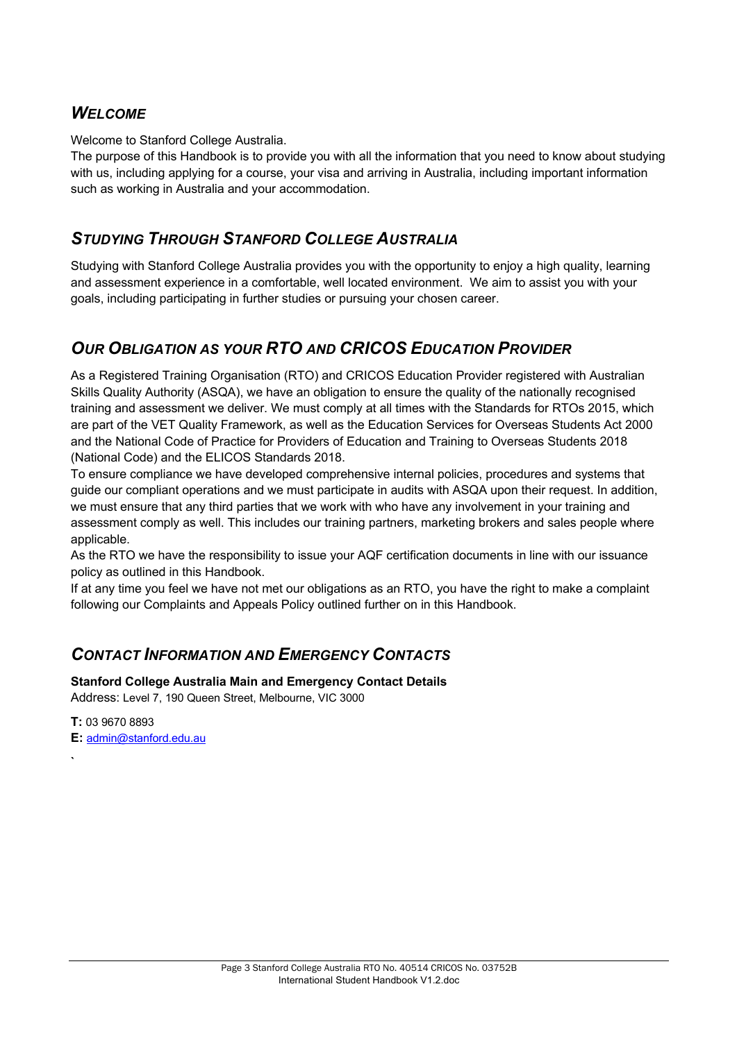## *WELCOME*

Welcome to Stanford College Australia.
The purpose of this Handbook is to provide you with all the information that you need to know about studying with us, including applying for a course, your visa and arriving in Australia, including important information such as working in Australia and your accommodation.

## *STUDYING THROUGH STANFORD COLLEGE AUSTRALIA*

Studying with Stanford College Australia provides you with the opportunity to enjoy a high quality, learning and assessment experience in a comfortable, well located environment. We aim to assist you with your goals, including participating in further studies or pursuing your chosen career.

## *OUR OBLIGATION AS YOUR RTO AND CRICOS EDUCATION PROVIDER*

As a Registered Training Organisation (RTO) and CRICOS Education Provider registered with Australian Skills Quality Authority (ASQA), we have an obligation to ensure the quality of the nationally recognised training and assessment we deliver. We must comply at all times with the Standards for RTOs 2015, which are part of the VET Quality Framework, as well as the Education Services for Overseas Students Act 2000 and the National Code of Practice for Providers of Education and Training to Overseas Students 2018 (National Code) and the ELICOS Standards 2018.
To ensure compliance we have developed comprehensive internal policies, procedures and systems that guide our compliant operations and we must participate in audits with ASQA upon their request. In addition, we must ensure that any third parties that we work with who have any involvement in your training and assessment comply as well. This includes our training partners, marketing brokers and sales people where applicable.
As the RTO we have the responsibility to issue your AQF certification documents in line with our issuance policy as outlined in this Handbook.
If at any time you feel we have not met our obligations as an RTO, you have the right to make a complaint following our Complaints and Appeals Policy outlined further on in this Handbook.

## *CONTACT INFORMATION AND EMERGENCY CONTACTS*

**Stanford College Australia Main and Emergency Contact Details**
Address: Level 7, 190 Queen Street, Melbourne, VIC 3000

**T:** 03 9670 8893
**E:** admin@stanford.edu.au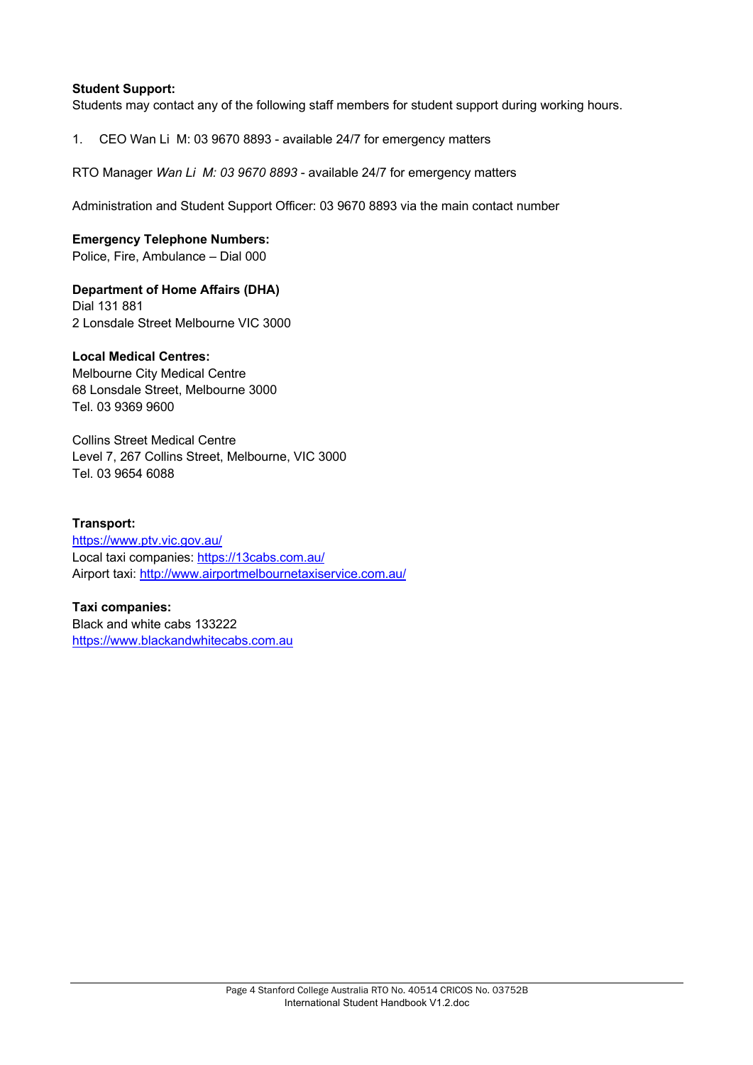**Student Support:**
Students may contact any of the following staff members for student support during working hours.

1. CEO Wan Li M: 03 9670 8893 - available 24/7 for emergency matters

RTO Manager *Wan Li M: 03 9670 8893* - available 24/7 for emergency matters

Administration and Student Support Officer: 03 9670 8893 via the main contact number

**Emergency Telephone Numbers:**
Police, Fire, Ambulance – Dial 000

**Department of Home Affairs (DHA)**
Dial 131 881
2 Lonsdale Street Melbourne VIC 3000

**Local Medical Centres:**
Melbourne City Medical Centre
68 Lonsdale Street, Melbourne 3000
Tel. 03 9369 9600

Collins Street Medical Centre
Level 7, 267 Collins Street, Melbourne, VIC 3000
Tel. 03 9654 6088

**Transport:**
https://www.ptv.vic.gov.au/
Local taxi companies: https://13cabs.com.au/
Airport taxi: http://www.airportmelbournetaxiservice.com.au/

**Taxi companies:**
Black and white cabs 133222
https://www.blackandwhitecabs.com.au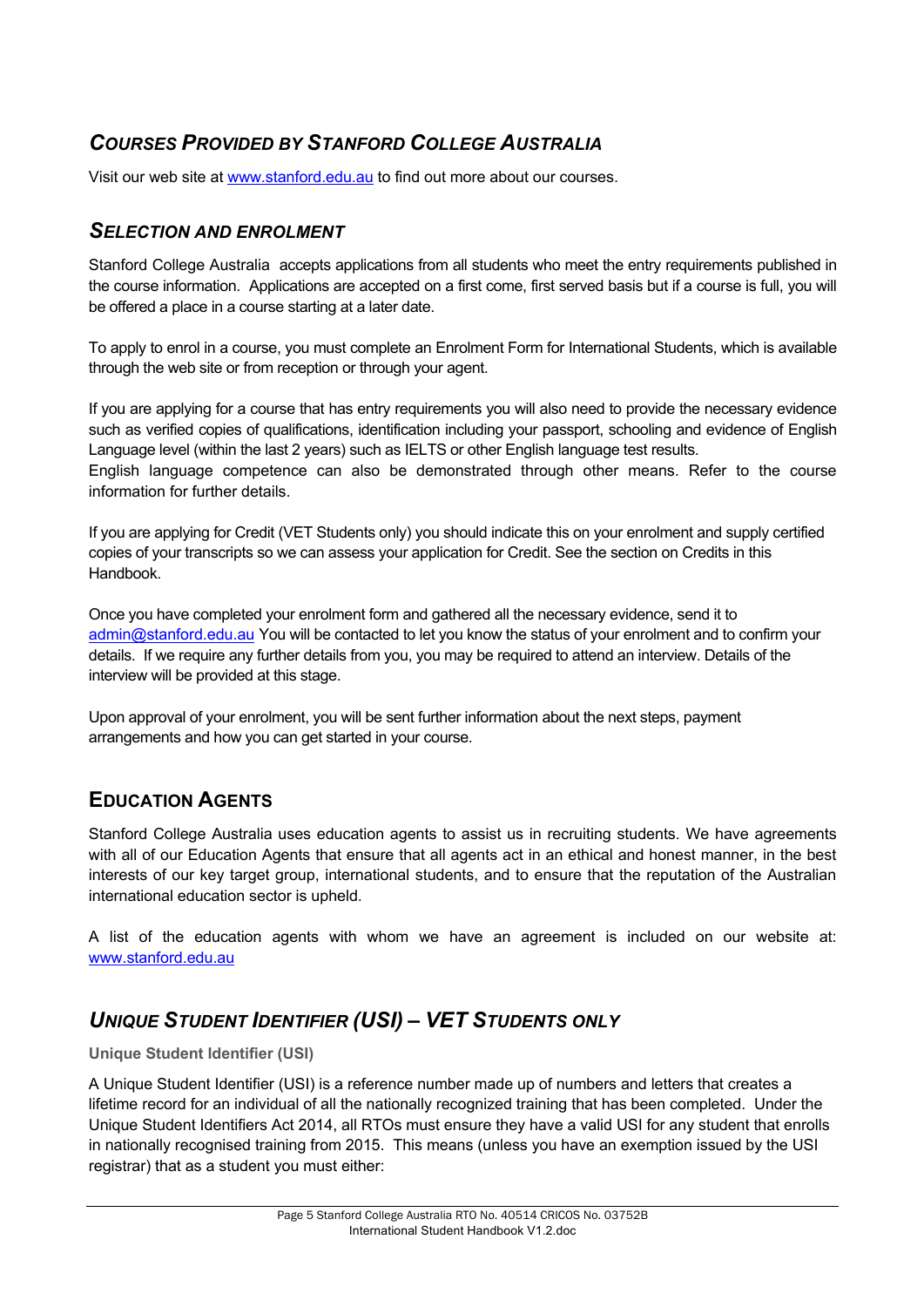## *Courses Provided by Stanford College Australia*

Visit our web site at www.stanford.edu.au to find out more about our courses.

## *Selection and Enrolment*

Stanford College Australia accepts applications from all students who meet the entry requirements published in the course information. Applications are accepted on a first come, first served basis but if a course is full, you will be offered a place in a course starting at a later date.

To apply to enrol in a course, you must complete an Enrolment Form for International Students, which is available through the web site or from reception or through your agent.

If you are applying for a course that has entry requirements you will also need to provide the necessary evidence such as verified copies of qualifications, identification including your passport, schooling and evidence of English Language level (within the last 2 years) such as IELTS or other English language test results.
English language competence can also be demonstrated through other means. Refer to the course information for further details.

If you are applying for Credit (VET Students only) you should indicate this on your enrolment and supply certified copies of your transcripts so we can assess your application for Credit. See the section on Credits in this Handbook.

Once you have completed your enrolment form and gathered all the necessary evidence, send it to admin@stanford.edu.au You will be contacted to let you know the status of your enrolment and to confirm your details. If we require any further details from you, you may be required to attend an interview. Details of the interview will be provided at this stage.

Upon approval of your enrolment, you will be sent further information about the next steps, payment arrangements and how you can get started in your course.

## Education Agents

Stanford College Australia uses education agents to assist us in recruiting students. We have agreements with all of our Education Agents that ensure that all agents act in an ethical and honest manner, in the best interests of our key target group, international students, and to ensure that the reputation of the Australian international education sector is upheld.

A list of the education agents with whom we have an agreement is included on our website at: www.stanford.edu.au

## *Unique Student Identifier (USI) – VET Students only*

**Unique Student Identifier (USI)**

A Unique Student Identifier (USI) is a reference number made up of numbers and letters that creates a lifetime record for an individual of all the nationally recognized training that has been completed. Under the Unique Student Identifiers Act 2014, all RTOs must ensure they have a valid USI for any student that enrolls in nationally recognised training from 2015. This means (unless you have an exemption issued by the USI registrar) that as a student you must either: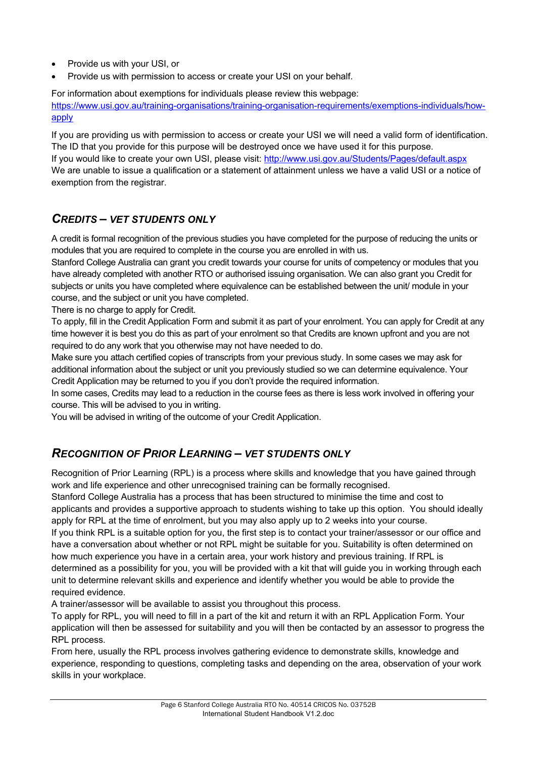- Provide us with your USI, or
- Provide us with permission to access or create your USI on your behalf.

For information about exemptions for individuals please review this webpage: [https://www.usi.gov.au/training-organisations/training-organisation-requirements/exemptions-individuals/how-apply](https://www.usi.gov.au/training-organisations/training-organisation-requirements/exemptions-individuals/how-apply)

If you are providing us with permission to access or create your USI we will need a valid form of identification. The ID that you provide for this purpose will be destroyed once we have used it for this purpose.
If you would like to create your own USI, please visit: [http://www.usi.gov.au/Students/Pages/default.aspx](http://www.usi.gov.au/Students/Pages/default.aspx)
We are unable to issue a qualification or a statement of attainment unless we have a valid USI or a notice of exemption from the registrar.

## *CREDITS – VET STUDENTS ONLY*

A credit is formal recognition of the previous studies you have completed for the purpose of reducing the units or modules that you are required to complete in the course you are enrolled in with us.
Stanford College Australia can grant you credit towards your course for units of competency or modules that you have already completed with another RTO or authorised issuing organisation. We can also grant you Credit for subjects or units you have completed where equivalence can be established between the unit/ module in your course, and the subject or unit you have completed.
There is no charge to apply for Credit.
To apply, fill in the Credit Application Form and submit it as part of your enrolment. You can apply for Credit at any time however it is best you do this as part of your enrolment so that Credits are known upfront and you are not required to do any work that you otherwise may not have needed to do.
Make sure you attach certified copies of transcripts from your previous study. In some cases we may ask for additional information about the subject or unit you previously studied so we can determine equivalence. Your Credit Application may be returned to you if you don't provide the required information.
In some cases, Credits may lead to a reduction in the course fees as there is less work involved in offering your course. This will be advised to you in writing.
You will be advised in writing of the outcome of your Credit Application.

## *RECOGNITION OF PRIOR LEARNING – VET STUDENTS ONLY*

Recognition of Prior Learning (RPL) is a process where skills and knowledge that you have gained through work and life experience and other unrecognised training can be formally recognised.
Stanford College Australia has a process that has been structured to minimise the time and cost to applicants and provides a supportive approach to students wishing to take up this option. You should ideally apply for RPL at the time of enrolment, but you may also apply up to 2 weeks into your course.
If you think RPL is a suitable option for you, the first step is to contact your trainer/assessor or our office and have a conversation about whether or not RPL might be suitable for you. Suitability is often determined on how much experience you have in a certain area, your work history and previous training. If RPL is determined as a possibility for you, you will be provided with a kit that will guide you in working through each unit to determine relevant skills and experience and identify whether you would be able to provide the required evidence.
A trainer/assessor will be available to assist you throughout this process.
To apply for RPL, you will need to fill in a part of the kit and return it with an RPL Application Form. Your application will then be assessed for suitability and you will then be contacted by an assessor to progress the RPL process.
From here, usually the RPL process involves gathering evidence to demonstrate skills, knowledge and experience, responding to questions, completing tasks and depending on the area, observation of your work skills in your workplace.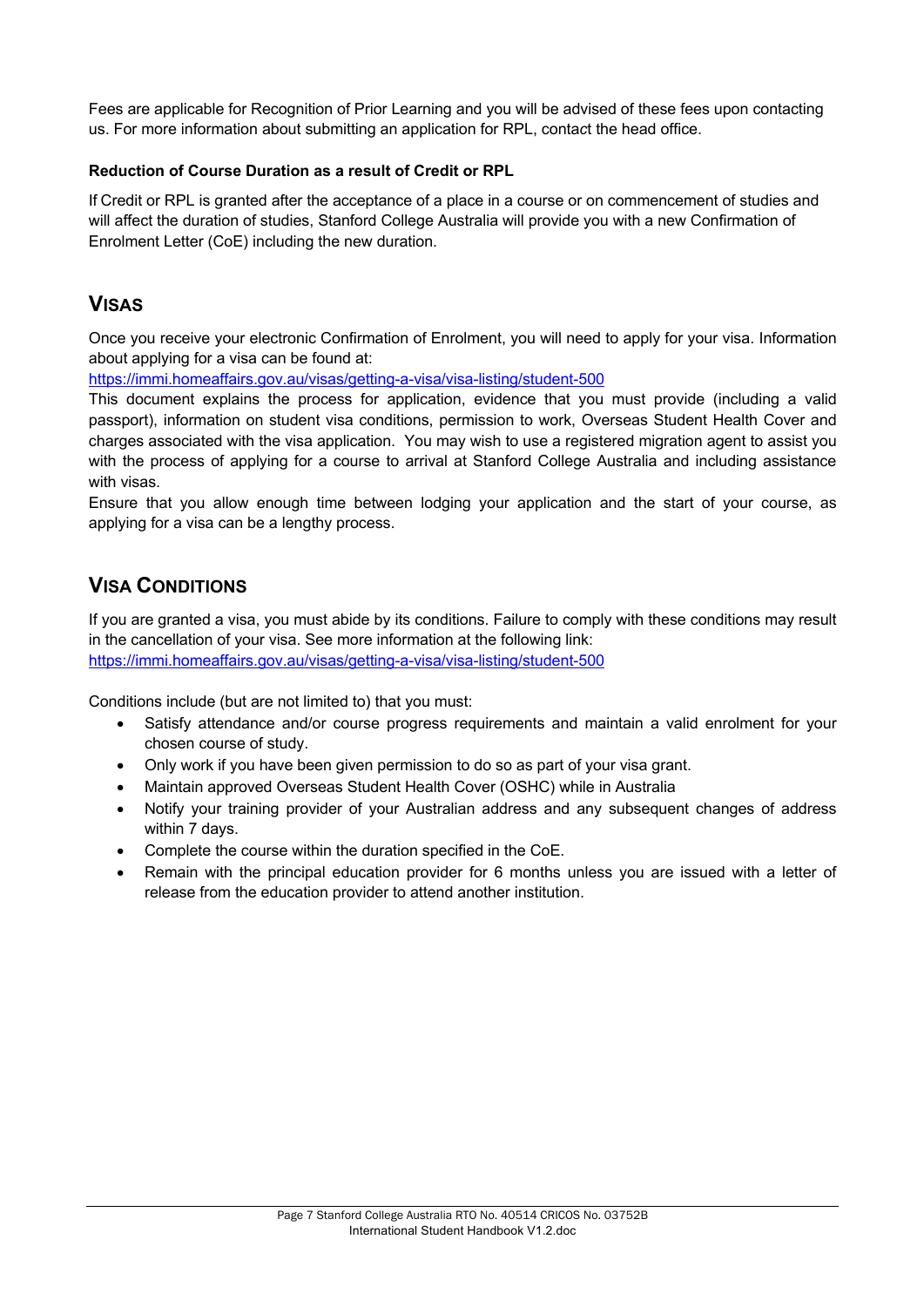Fees are applicable for Recognition of Prior Learning and you will be advised of these fees upon contacting us. For more information about submitting an application for RPL, contact the head office.

**Reduction of Course Duration as a result of Credit or RPL**

If Credit or RPL is granted after the acceptance of a place in a course or on commencement of studies and will affect the duration of studies, Stanford College Australia will provide you with a new Confirmation of Enrolment Letter (CoE) including the new duration.

## Visas

Once you receive your electronic Confirmation of Enrolment, you will need to apply for your visa. Information about applying for a visa can be found at:
https://immi.homeaffairs.gov.au/visas/getting-a-visa/visa-listing/student-500
This document explains the process for application, evidence that you must provide (including a valid passport), information on student visa conditions, permission to work, Overseas Student Health Cover and charges associated with the visa application. You may wish to use a registered migration agent to assist you with the process of applying for a course to arrival at Stanford College Australia and including assistance with visas.
Ensure that you allow enough time between lodging your application and the start of your course, as applying for a visa can be a lengthy process.

## Visa Conditions

If you are granted a visa, you must abide by its conditions. Failure to comply with these conditions may result in the cancellation of your visa. See more information at the following link:
https://immi.homeaffairs.gov.au/visas/getting-a-visa/visa-listing/student-500

Conditions include (but are not limited to) that you must:

- Satisfy attendance and/or course progress requirements and maintain a valid enrolment for your chosen course of study.
- Only work if you have been given permission to do so as part of your visa grant.
- Maintain approved Overseas Student Health Cover (OSHC) while in Australia
- Notify your training provider of your Australian address and any subsequent changes of address within 7 days.
- Complete the course within the duration specified in the CoE.
- Remain with the principal education provider for 6 months unless you are issued with a letter of release from the education provider to attend another institution.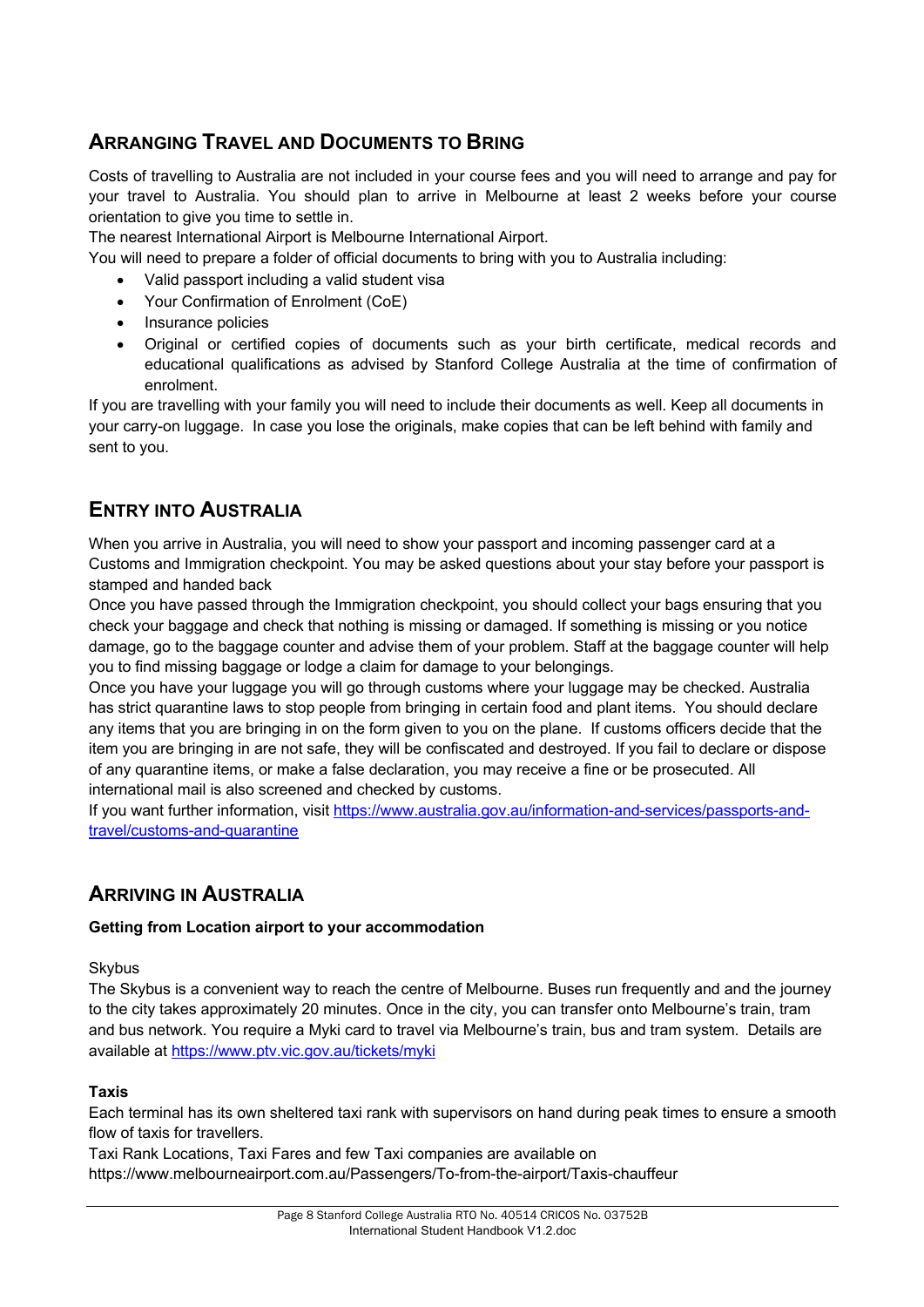## ARRANGING TRAVEL AND DOCUMENTS TO BRING

Costs of travelling to Australia are not included in your course fees and you will need to arrange and pay for your travel to Australia. You should plan to arrive in Melbourne at least 2 weeks before your course orientation to give you time to settle in.

The nearest International Airport is Melbourne International Airport.

You will need to prepare a folder of official documents to bring with you to Australia including:

- Valid passport including a valid student visa
- Your Confirmation of Enrolment (CoE)
- Insurance policies
- Original or certified copies of documents such as your birth certificate, medical records and educational qualifications as advised by Stanford College Australia at the time of confirmation of enrolment.

If you are travelling with your family you will need to include their documents as well. Keep all documents in your carry-on luggage. In case you lose the originals, make copies that can be left behind with family and sent to you.

## ENTRY INTO AUSTRALIA

When you arrive in Australia, you will need to show your passport and incoming passenger card at a Customs and Immigration checkpoint. You may be asked questions about your stay before your passport is stamped and handed back

Once you have passed through the Immigration checkpoint, you should collect your bags ensuring that you check your baggage and check that nothing is missing or damaged. If something is missing or you notice damage, go to the baggage counter and advise them of your problem. Staff at the baggage counter will help you to find missing baggage or lodge a claim for damage to your belongings.

Once you have your luggage you will go through customs where your luggage may be checked. Australia has strict quarantine laws to stop people from bringing in certain food and plant items. You should declare any items that you are bringing in on the form given to you on the plane. If customs officers decide that the item you are bringing in are not safe, they will be confiscated and destroyed. If you fail to declare or dispose of any quarantine items, or make a false declaration, you may receive a fine or be prosecuted. All international mail is also screened and checked by customs.

If you want further information, visit [https://www.australia.gov.au/information-and-services/passports-and-travel/customs-and-quarantine](https://www.australia.gov.au/information-and-services/passports-and-travel/customs-and-quarantine)

## ARRIVING IN AUSTRALIA

**Getting from Location airport to your accommodation**

Skybus

The Skybus is a convenient way to reach the centre of Melbourne. Buses run frequently and and the journey to the city takes approximately 20 minutes. Once in the city, you can transfer onto Melbourne's train, tram and bus network. You require a Myki card to travel via Melbourne's train, bus and tram system. Details are available at [https://www.ptv.vic.gov.au/tickets/myki](https://www.ptv.vic.gov.au/tickets/myki)

**Taxis**

Each terminal has its own sheltered taxi rank with supervisors on hand during peak times to ensure a smooth flow of taxis for travellers.

Taxi Rank Locations, Taxi Fares and few Taxi companies are available on https://www.melbourneairport.com.au/Passengers/To-from-the-airport/Taxis-chauffeur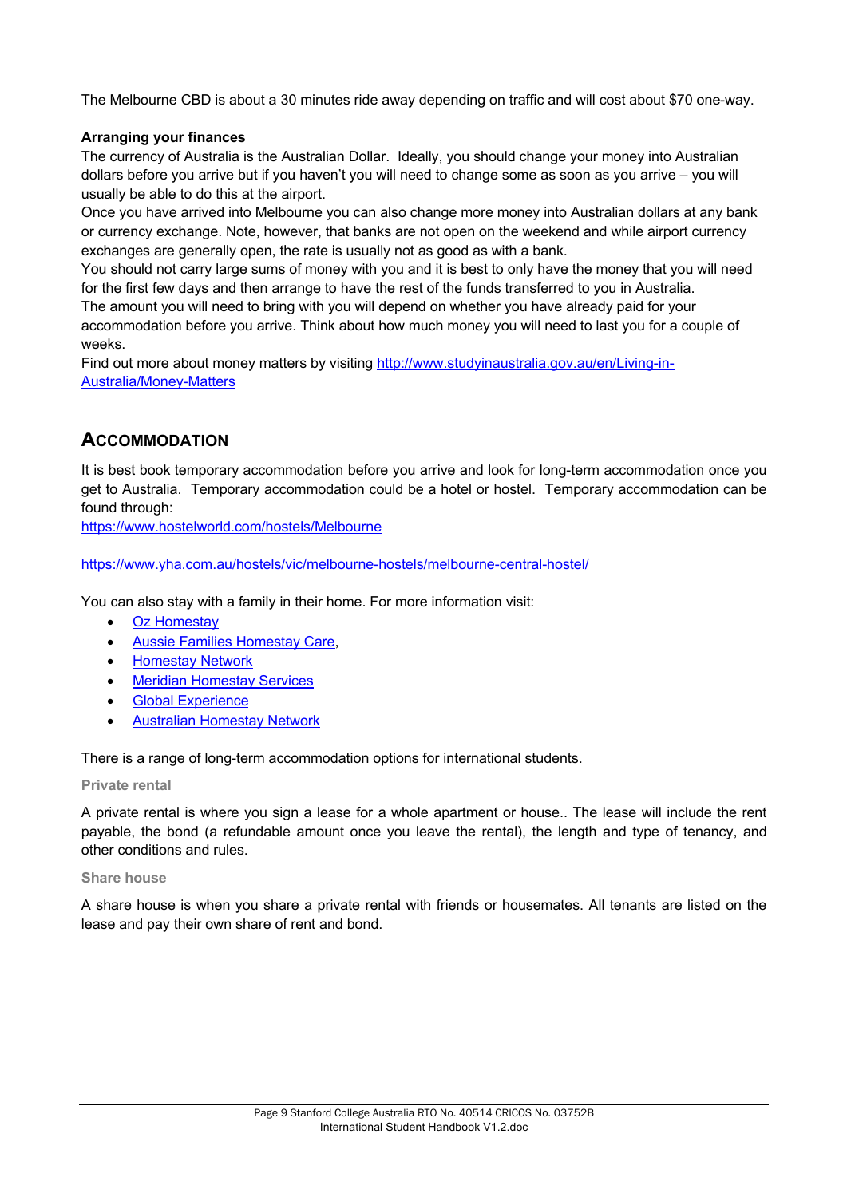The Melbourne CBD is about a 30 minutes ride away depending on traffic and will cost about $70 one-way.

**Arranging your finances**

The currency of Australia is the Australian Dollar. Ideally, you should change your money into Australian dollars before you arrive but if you haven't you will need to change some as soon as you arrive – you will usually be able to do this at the airport.

Once you have arrived into Melbourne you can also change more money into Australian dollars at any bank or currency exchange. Note, however, that banks are not open on the weekend and while airport currency exchanges are generally open, the rate is usually not as good as with a bank.

You should not carry large sums of money with you and it is best to only have the money that you will need for the first few days and then arrange to have the rest of the funds transferred to you in Australia.

The amount you will need to bring with you will depend on whether you have already paid for your accommodation before you arrive. Think about how much money you will need to last you for a couple of weeks.

Find out more about money matters by visiting [http://www.studyinaustralia.gov.au/en/Living-in-Australia/Money-Matters](http://www.studyinaustralia.gov.au/en/Living-in-Australia/Money-Matters)

## Accommodation

It is best book temporary accommodation before you arrive and look for long-term accommodation once you get to Australia. Temporary accommodation could be a hotel or hostel. Temporary accommodation can be found through:

[https://www.hostelworld.com/hostels/Melbourne](https://www.hostelworld.com/hostels/Melbourne)

[https://www.yha.com.au/hostels/vic/melbourne-hostels/melbourne-central-hostel/](https://www.yha.com.au/hostels/vic/melbourne-hostels/melbourne-central-hostel/)

You can also stay with a family in their home. For more information visit:

- Oz Homestay
- Aussie Families Homestay Care,
- Homestay Network
- Meridian Homestay Services
- Global Experience
- Australian Homestay Network

There is a range of long-term accommodation options for international students.

### Private rental

A private rental is where you sign a lease for a whole apartment or house.. The lease will include the rent payable, the bond (a refundable amount once you leave the rental), the length and type of tenancy, and other conditions and rules.

### Share house

A share house is when you share a private rental with friends or housemates. All tenants are listed on the lease and pay their own share of rent and bond.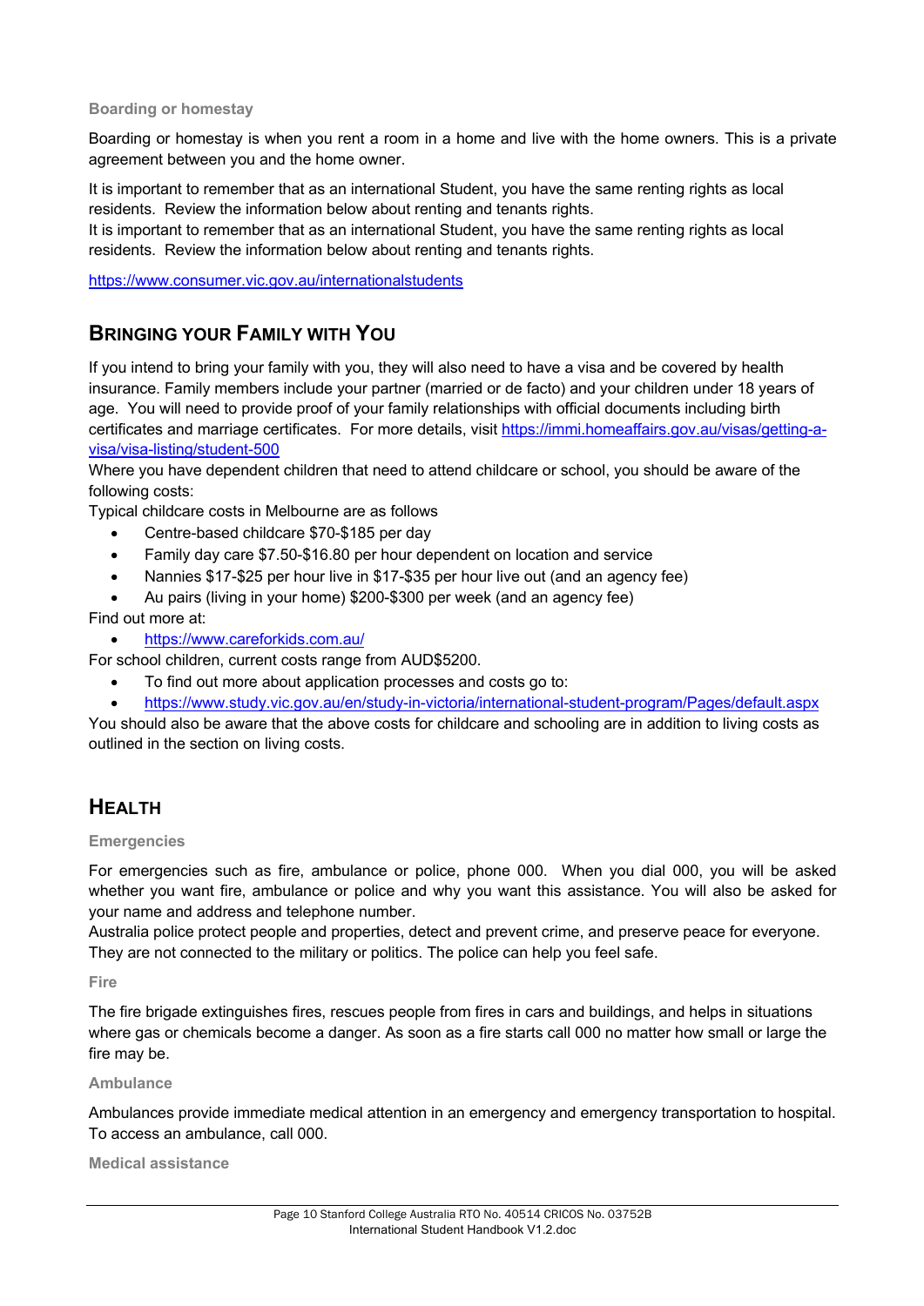### Boarding or homestay

Boarding or homestay is when you rent a room in a home and live with the home owners. This is a private agreement between you and the home owner.

It is important to remember that as an international Student, you have the same renting rights as local residents. Review the information below about renting and tenants rights.
It is important to remember that as an international Student, you have the same renting rights as local residents. Review the information below about renting and tenants rights.

https://www.consumer.vic.gov.au/internationalstudents

## Bringing your Family with You

If you intend to bring your family with you, they will also need to have a visa and be covered by health insurance. Family members include your partner (married or de facto) and your children under 18 years of age. You will need to provide proof of your family relationships with official documents including birth certificates and marriage certificates. For more details, visit https://immi.homeaffairs.gov.au/visas/getting-a-visa/visa-listing/student-500
Where you have dependent children that need to attend childcare or school, you should be aware of the following costs:
Typical childcare costs in Melbourne are as follows

- Centre-based childcare $70-$185 per day
- Family day care $7.50-$16.80 per hour dependent on location and service
- Nannies $17-$25 per hour live in $17-$35 per hour live out (and an agency fee)
- Au pairs (living in your home) $200-$300 per week (and an agency fee)

Find out more at:

- https://www.careforkids.com.au/

For school children, current costs range from AUD$5200.

- To find out more about application processes and costs go to:
- https://www.study.vic.gov.au/en/study-in-victoria/international-student-program/Pages/default.aspx

You should also be aware that the above costs for childcare and schooling are in addition to living costs as outlined in the section on living costs.

## Health

### Emergencies

For emergencies such as fire, ambulance or police, phone 000. When you dial 000, you will be asked whether you want fire, ambulance or police and why you want this assistance. You will also be asked for your name and address and telephone number.
Australia police protect people and properties, detect and prevent crime, and preserve peace for everyone. They are not connected to the military or politics. The police can help you feel safe.

### Fire

The fire brigade extinguishes fires, rescues people from fires in cars and buildings, and helps in situations where gas or chemicals become a danger. As soon as a fire starts call 000 no matter how small or large the fire may be.

### Ambulance

Ambulances provide immediate medical attention in an emergency and emergency transportation to hospital. To access an ambulance, call 000.

### Medical assistance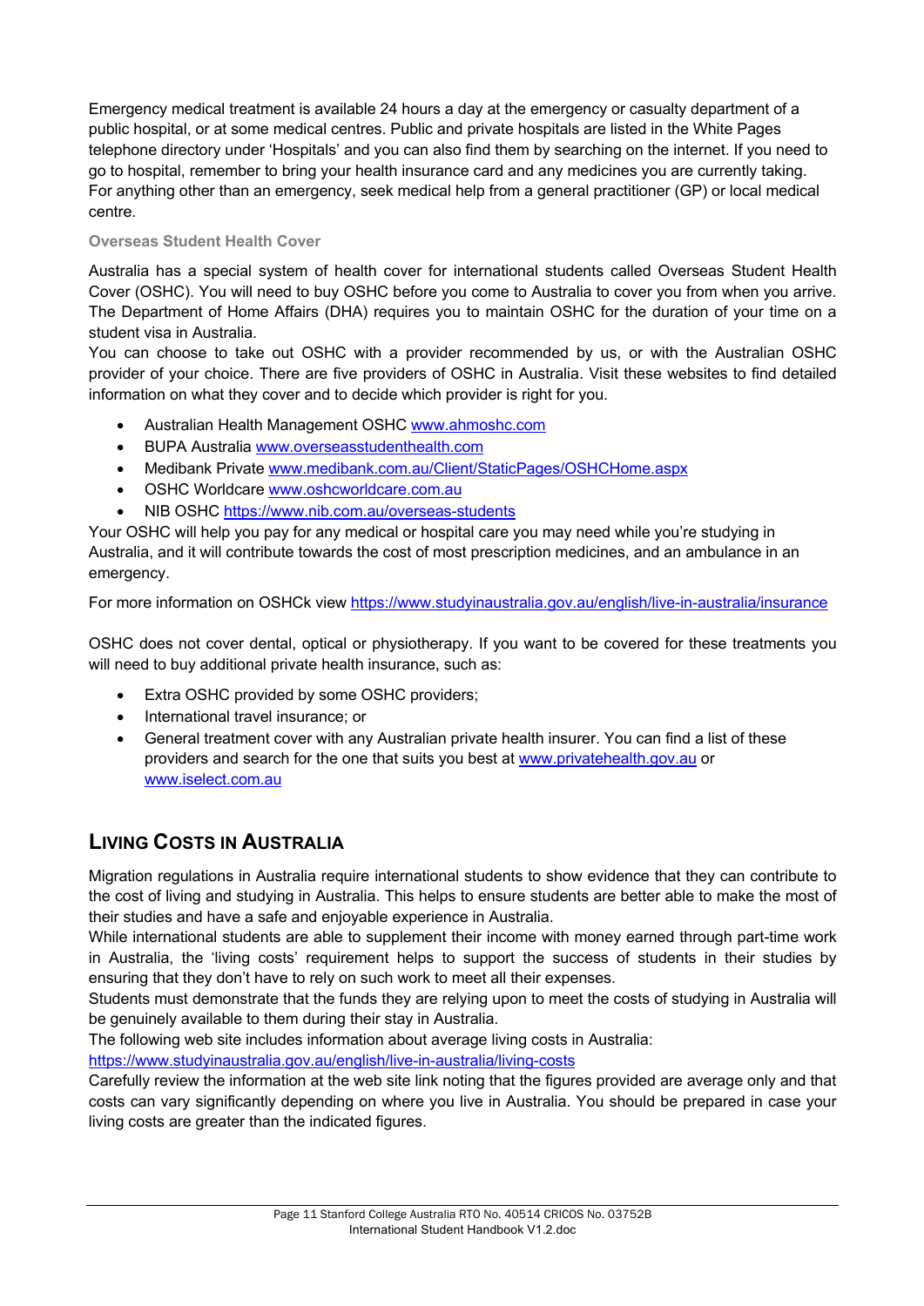Emergency medical treatment is available 24 hours a day at the emergency or casualty department of a public hospital, or at some medical centres. Public and private hospitals are listed in the White Pages telephone directory under 'Hospitals' and you can also find them by searching on the internet. If you need to go to hospital, remember to bring your health insurance card and any medicines you are currently taking. For anything other than an emergency, seek medical help from a general practitioner (GP) or local medical centre.

### Overseas Student Health Cover

Australia has a special system of health cover for international students called Overseas Student Health Cover (OSHC). You will need to buy OSHC before you come to Australia to cover you from when you arrive. The Department of Home Affairs (DHA) requires you to maintain OSHC for the duration of your time on a student visa in Australia.

You can choose to take out OSHC with a provider recommended by us, or with the Australian OSHC provider of your choice. There are five providers of OSHC in Australia. Visit these websites to find detailed information on what they cover and to decide which provider is right for you.

- Australian Health Management OSHC www.ahmoshc.com
- BUPA Australia www.overseasstudenthealth.com
- Medibank Private www.medibank.com.au/Client/StaticPages/OSHCHome.aspx
- OSHC Worldcare www.oshcworldcare.com.au
- NIB OSHC https://www.nib.com.au/overseas-students

Your OSHC will help you pay for any medical or hospital care you may need while you're studying in Australia, and it will contribute towards the cost of most prescription medicines, and an ambulance in an emergency.

For more information on OSHCk view https://www.studyinaustralia.gov.au/english/live-in-australia/insurance

OSHC does not cover dental, optical or physiotherapy. If you want to be covered for these treatments you will need to buy additional private health insurance, such as:

- Extra OSHC provided by some OSHC providers;
- International travel insurance; or
- General treatment cover with any Australian private health insurer. You can find a list of these providers and search for the one that suits you best at www.privatehealth.gov.au or www.iselect.com.au

## Living Costs in Australia

Migration regulations in Australia require international students to show evidence that they can contribute to the cost of living and studying in Australia. This helps to ensure students are better able to make the most of their studies and have a safe and enjoyable experience in Australia.

While international students are able to supplement their income with money earned through part-time work in Australia, the 'living costs' requirement helps to support the success of students in their studies by ensuring that they don't have to rely on such work to meet all their expenses.

Students must demonstrate that the funds they are relying upon to meet the costs of studying in Australia will be genuinely available to them during their stay in Australia.

The following web site includes information about average living costs in Australia:
https://www.studyinaustralia.gov.au/english/live-in-australia/living-costs

Carefully review the information at the web site link noting that the figures provided are average only and that costs can vary significantly depending on where you live in Australia. You should be prepared in case your living costs are greater than the indicated figures.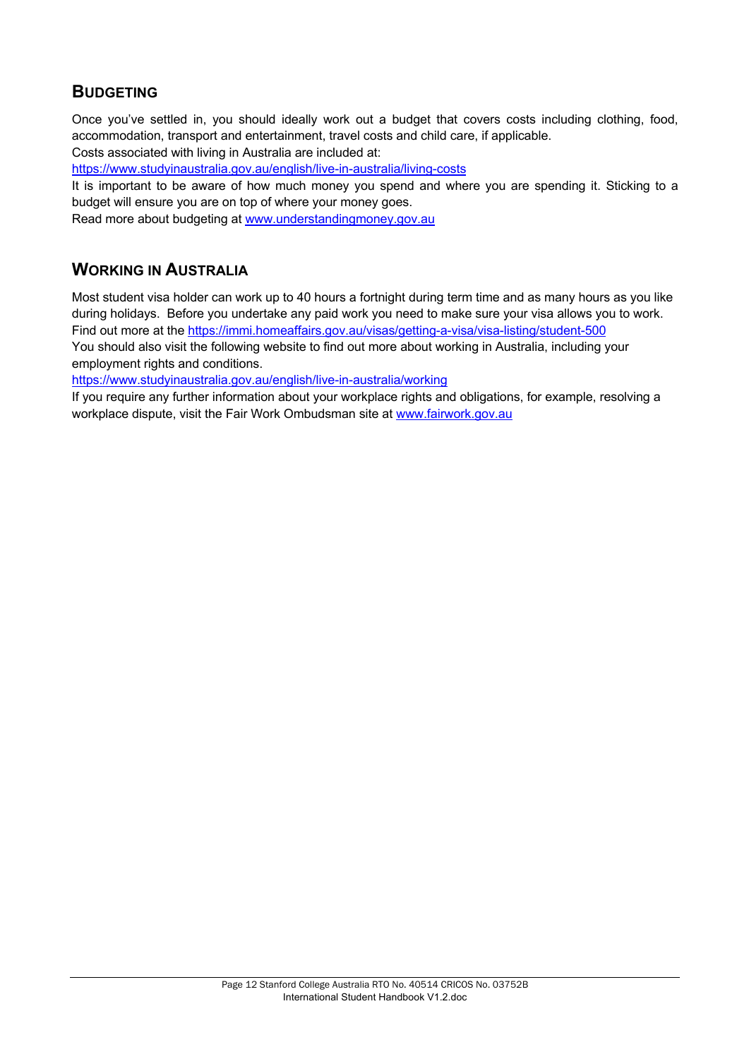## BUDGETING

Once you've settled in, you should ideally work out a budget that covers costs including clothing, food, accommodation, transport and entertainment, travel costs and child care, if applicable.
Costs associated with living in Australia are included at:
https://www.studyinaustralia.gov.au/english/live-in-australia/living-costs
It is important to be aware of how much money you spend and where you are spending it. Sticking to a budget will ensure you are on top of where your money goes.
Read more about budgeting at www.understandingmoney.gov.au

## WORKING IN AUSTRALIA

Most student visa holder can work up to 40 hours a fortnight during term time and as many hours as you like during holidays. Before you undertake any paid work you need to make sure your visa allows you to work.
Find out more at the https://immi.homeaffairs.gov.au/visas/getting-a-visa/visa-listing/student-500
You should also visit the following website to find out more about working in Australia, including your employment rights and conditions.
https://www.studyinaustralia.gov.au/english/live-in-australia/working
If you require any further information about your workplace rights and obligations, for example, resolving a workplace dispute, visit the Fair Work Ombudsman site at www.fairwork.gov.au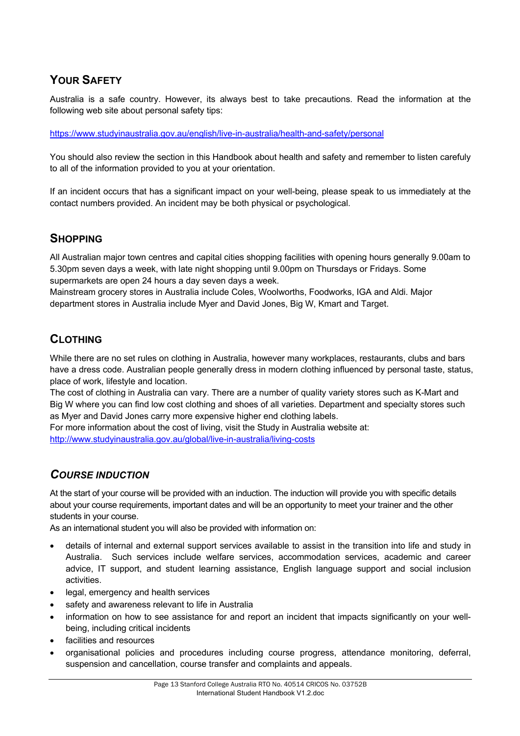## YOUR SAFETY

Australia is a safe country. However, its always best to take precautions. Read the information at the following web site about personal safety tips:

https://www.studyinaustralia.gov.au/english/live-in-australia/health-and-safety/personal

You should also review the section in this Handbook about health and safety and remember to listen carefuly to all of the information provided to you at your orientation.

If an incident occurs that has a significant impact on your well-being, please speak to us immediately at the contact numbers provided. An incident may be both physical or psychological.

## SHOPPING

All Australian major town centres and capital cities shopping facilities with opening hours generally 9.00am to 5.30pm seven days a week, with late night shopping until 9.00pm on Thursdays or Fridays. Some supermarkets are open 24 hours a day seven days a week.
Mainstream grocery stores in Australia include Coles, Woolworths, Foodworks, IGA and Aldi. Major department stores in Australia include Myer and David Jones, Big W, Kmart and Target.

## CLOTHING

While there are no set rules on clothing in Australia, however many workplaces, restaurants, clubs and bars have a dress code. Australian people generally dress in modern clothing influenced by personal taste, status, place of work, lifestyle and location.
The cost of clothing in Australia can vary. There are a number of quality variety stores such as K-Mart and Big W where you can find low cost clothing and shoes of all varieties. Department and specialty stores such as Myer and David Jones carry more expensive higher end clothing labels.
For more information about the cost of living, visit the Study in Australia website at:
http://www.studyinaustralia.gov.au/global/live-in-australia/living-costs

## *COURSE INDUCTION*

At the start of your course will be provided with an induction. The induction will provide you with specific details about your course requirements, important dates and will be an opportunity to meet your trainer and the other students in your course.
As an international student you will also be provided with information on:

- details of internal and external support services available to assist in the transition into life and study in Australia. Such services include welfare services, accommodation services, academic and career advice, IT support, and student learning assistance, English language support and social inclusion activities.
- legal, emergency and health services
- safety and awareness relevant to life in Australia
- information on how to see assistance for and report an incident that impacts significantly on your well-being, including critical incidents
- facilities and resources
- organisational policies and procedures including course progress, attendance monitoring, deferral, suspension and cancellation, course transfer and complaints and appeals.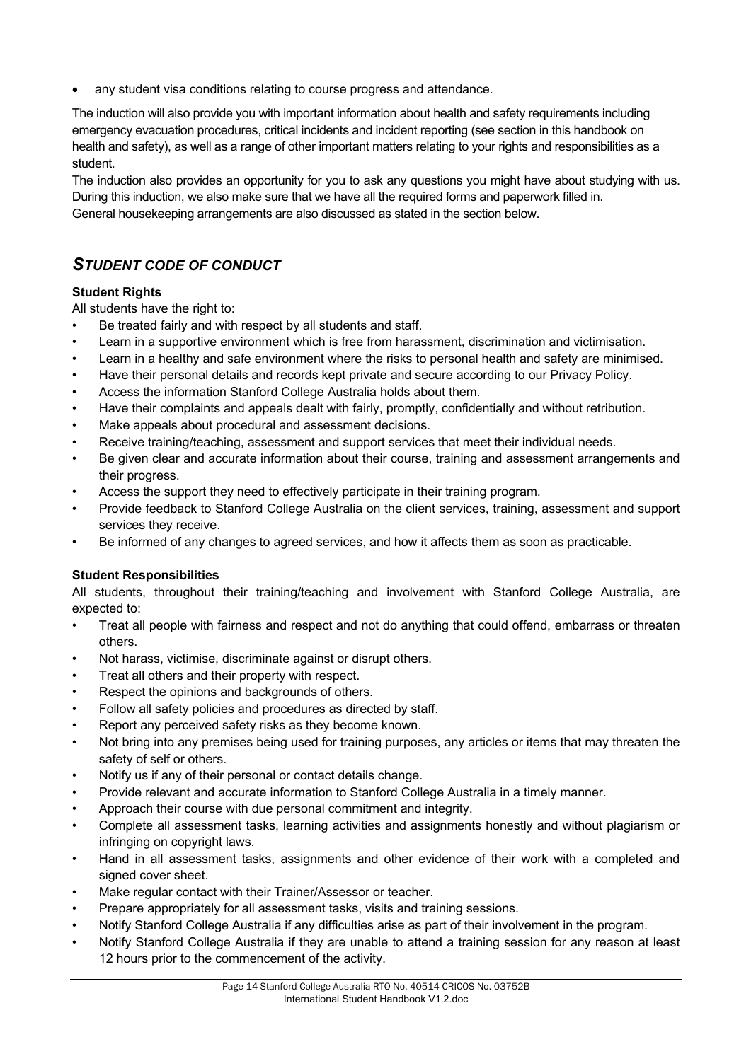- any student visa conditions relating to course progress and attendance.

The induction will also provide you with important information about health and safety requirements including emergency evacuation procedures, critical incidents and incident reporting (see section in this handbook on health and safety), as well as a range of other important matters relating to your rights and responsibilities as a student.

The induction also provides an opportunity for you to ask any questions you might have about studying with us. During this induction, we also make sure that we have all the required forms and paperwork filled in.

General housekeeping arrangements are also discussed as stated in the section below.

## *STUDENT CODE OF CONDUCT*

**Student Rights**

All students have the right to:

- Be treated fairly and with respect by all students and staff.
- Learn in a supportive environment which is free from harassment, discrimination and victimisation.
- Learn in a healthy and safe environment where the risks to personal health and safety are minimised.
- Have their personal details and records kept private and secure according to our Privacy Policy.
- Access the information Stanford College Australia holds about them.
- Have their complaints and appeals dealt with fairly, promptly, confidentially and without retribution.
- Make appeals about procedural and assessment decisions.
- Receive training/teaching, assessment and support services that meet their individual needs.
- Be given clear and accurate information about their course, training and assessment arrangements and their progress.
- Access the support they need to effectively participate in their training program.
- Provide feedback to Stanford College Australia on the client services, training, assessment and support services they receive.
- Be informed of any changes to agreed services, and how it affects them as soon as practicable.

**Student Responsibilities**

All students, throughout their training/teaching and involvement with Stanford College Australia, are expected to:

- Treat all people with fairness and respect and not do anything that could offend, embarrass or threaten others.
- Not harass, victimise, discriminate against or disrupt others.
- Treat all others and their property with respect.
- Respect the opinions and backgrounds of others.
- Follow all safety policies and procedures as directed by staff.
- Report any perceived safety risks as they become known.
- Not bring into any premises being used for training purposes, any articles or items that may threaten the safety of self or others.
- Notify us if any of their personal or contact details change.
- Provide relevant and accurate information to Stanford College Australia in a timely manner.
- Approach their course with due personal commitment and integrity.
- Complete all assessment tasks, learning activities and assignments honestly and without plagiarism or infringing on copyright laws.
- Hand in all assessment tasks, assignments and other evidence of their work with a completed and signed cover sheet.
- Make regular contact with their Trainer/Assessor or teacher.
- Prepare appropriately for all assessment tasks, visits and training sessions.
- Notify Stanford College Australia if any difficulties arise as part of their involvement in the program.
- Notify Stanford College Australia if they are unable to attend a training session for any reason at least 12 hours prior to the commencement of the activity.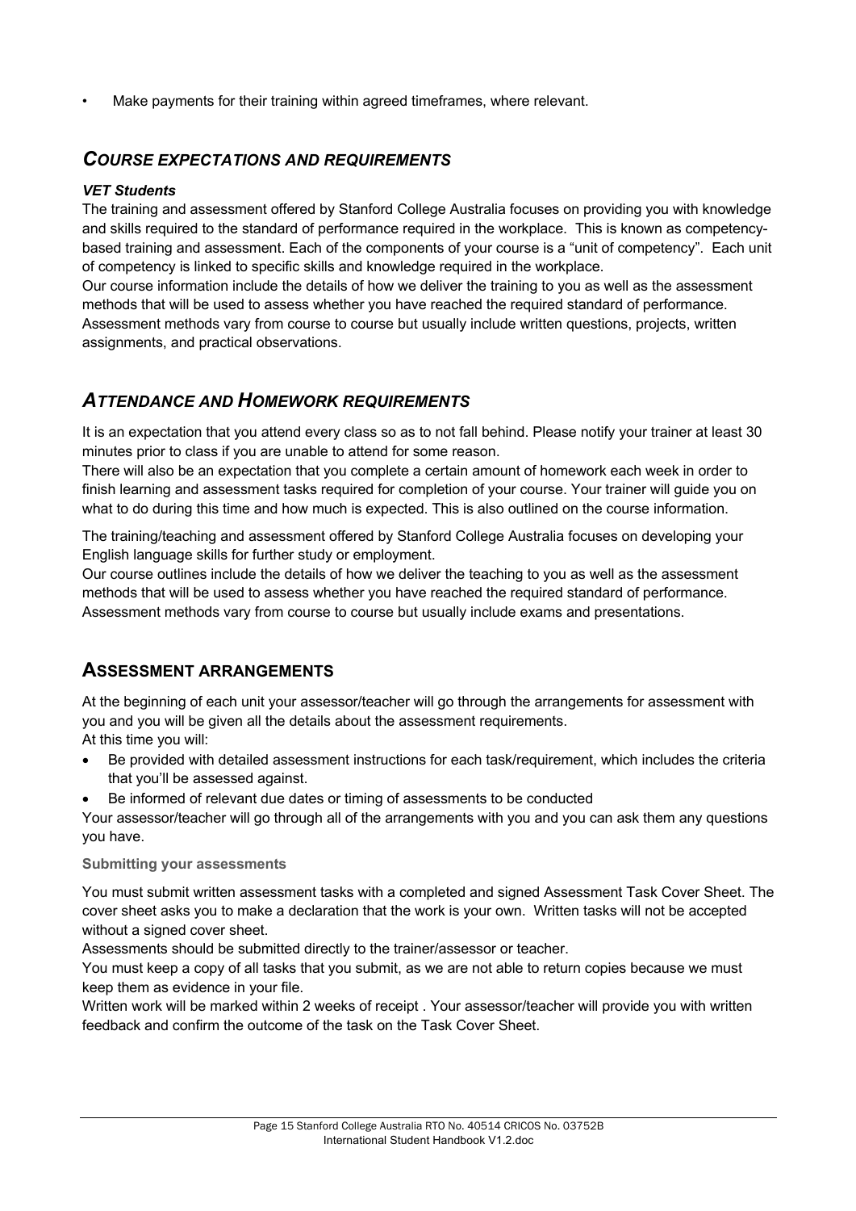- Make payments for their training within agreed timeframes, where relevant.

## *COURSE EXPECTATIONS AND REQUIREMENTS*

***VET Students***

The training and assessment offered by Stanford College Australia focuses on providing you with knowledge and skills required to the standard of performance required in the workplace. This is known as competency-based training and assessment. Each of the components of your course is a "unit of competency". Each unit of competency is linked to specific skills and knowledge required in the workplace.

Our course information include the details of how we deliver the training to you as well as the assessment methods that will be used to assess whether you have reached the required standard of performance. Assessment methods vary from course to course but usually include written questions, projects, written assignments, and practical observations.

## *ATTENDANCE AND HOMEWORK REQUIREMENTS*

It is an expectation that you attend every class so as to not fall behind. Please notify your trainer at least 30 minutes prior to class if you are unable to attend for some reason.

There will also be an expectation that you complete a certain amount of homework each week in order to finish learning and assessment tasks required for completion of your course. Your trainer will guide you on what to do during this time and how much is expected. This is also outlined on the course information.

The training/teaching and assessment offered by Stanford College Australia focuses on developing your English language skills for further study or employment.

Our course outlines include the details of how we deliver the teaching to you as well as the assessment methods that will be used to assess whether you have reached the required standard of performance. Assessment methods vary from course to course but usually include exams and presentations.

## ASSESSMENT ARRANGEMENTS

At the beginning of each unit your assessor/teacher will go through the arrangements for assessment with you and you will be given all the details about the assessment requirements.

At this time you will:

- Be provided with detailed assessment instructions for each task/requirement, which includes the criteria that you'll be assessed against.
- Be informed of relevant due dates or timing of assessments to be conducted

Your assessor/teacher will go through all of the arrangements with you and you can ask them any questions you have.

**Submitting your assessments**

You must submit written assessment tasks with a completed and signed Assessment Task Cover Sheet. The cover sheet asks you to make a declaration that the work is your own. Written tasks will not be accepted without a signed cover sheet.

Assessments should be submitted directly to the trainer/assessor or teacher.

You must keep a copy of all tasks that you submit, as we are not able to return copies because we must keep them as evidence in your file.

Written work will be marked within 2 weeks of receipt . Your assessor/teacher will provide you with written feedback and confirm the outcome of the task on the Task Cover Sheet.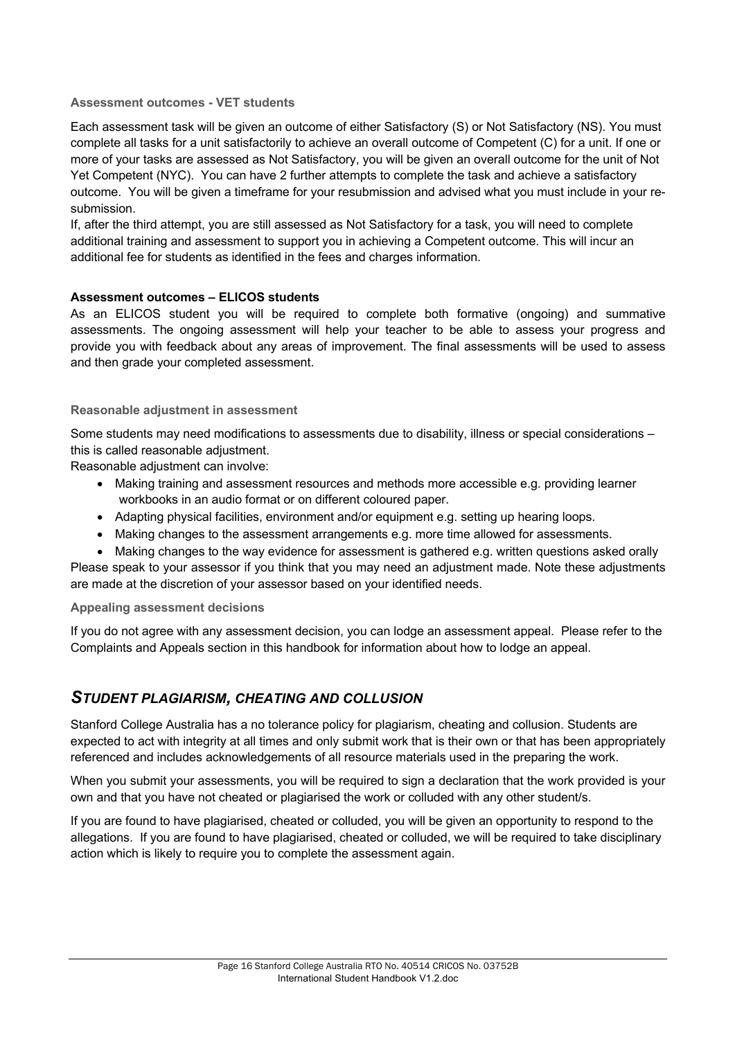### Assessment outcomes - VET students

Each assessment task will be given an outcome of either Satisfactory (S) or Not Satisfactory (NS). You must complete all tasks for a unit satisfactorily to achieve an overall outcome of Competent (C) for a unit. If one or more of your tasks are assessed as Not Satisfactory, you will be given an overall outcome for the unit of Not Yet Competent (NYC). You can have 2 further attempts to complete the task and achieve a satisfactory outcome. You will be given a timeframe for your resubmission and advised what you must include in your re-submission.

If, after the third attempt, you are still assessed as Not Satisfactory for a task, you will need to complete additional training and assessment to support you in achieving a Competent outcome. This will incur an additional fee for students as identified in the fees and charges information.

**Assessment outcomes – ELICOS students**

As an ELICOS student you will be required to complete both formative (ongoing) and summative assessments. The ongoing assessment will help your teacher to be able to assess your progress and provide you with feedback about any areas of improvement. The final assessments will be used to assess and then grade your completed assessment.

### Reasonable adjustment in assessment

Some students may need modifications to assessments due to disability, illness or special considerations – this is called reasonable adjustment.

Reasonable adjustment can involve:

- Making training and assessment resources and methods more accessible e.g. providing learner workbooks in an audio format or on different coloured paper.
- Adapting physical facilities, environment and/or equipment e.g. setting up hearing loops.
- Making changes to the assessment arrangements e.g. more time allowed for assessments.
- Making changes to the way evidence for assessment is gathered e.g. written questions asked orally

Please speak to your assessor if you think that you may need an adjustment made. Note these adjustments are made at the discretion of your assessor based on your identified needs.

### Appealing assessment decisions

If you do not agree with any assessment decision, you can lodge an assessment appeal. Please refer to the Complaints and Appeals section in this handbook for information about how to lodge an appeal.

## *STUDENT PLAGIARISM, CHEATING AND COLLUSION*

Stanford College Australia has a no tolerance policy for plagiarism, cheating and collusion. Students are expected to act with integrity at all times and only submit work that is their own or that has been appropriately referenced and includes acknowledgements of all resource materials used in the preparing the work.

When you submit your assessments, you will be required to sign a declaration that the work provided is your own and that you have not cheated or plagiarised the work or colluded with any other student/s.

If you are found to have plagiarised, cheated or colluded, you will be given an opportunity to respond to the allegations. If you are found to have plagiarised, cheated or colluded, we will be required to take disciplinary action which is likely to require you to complete the assessment again.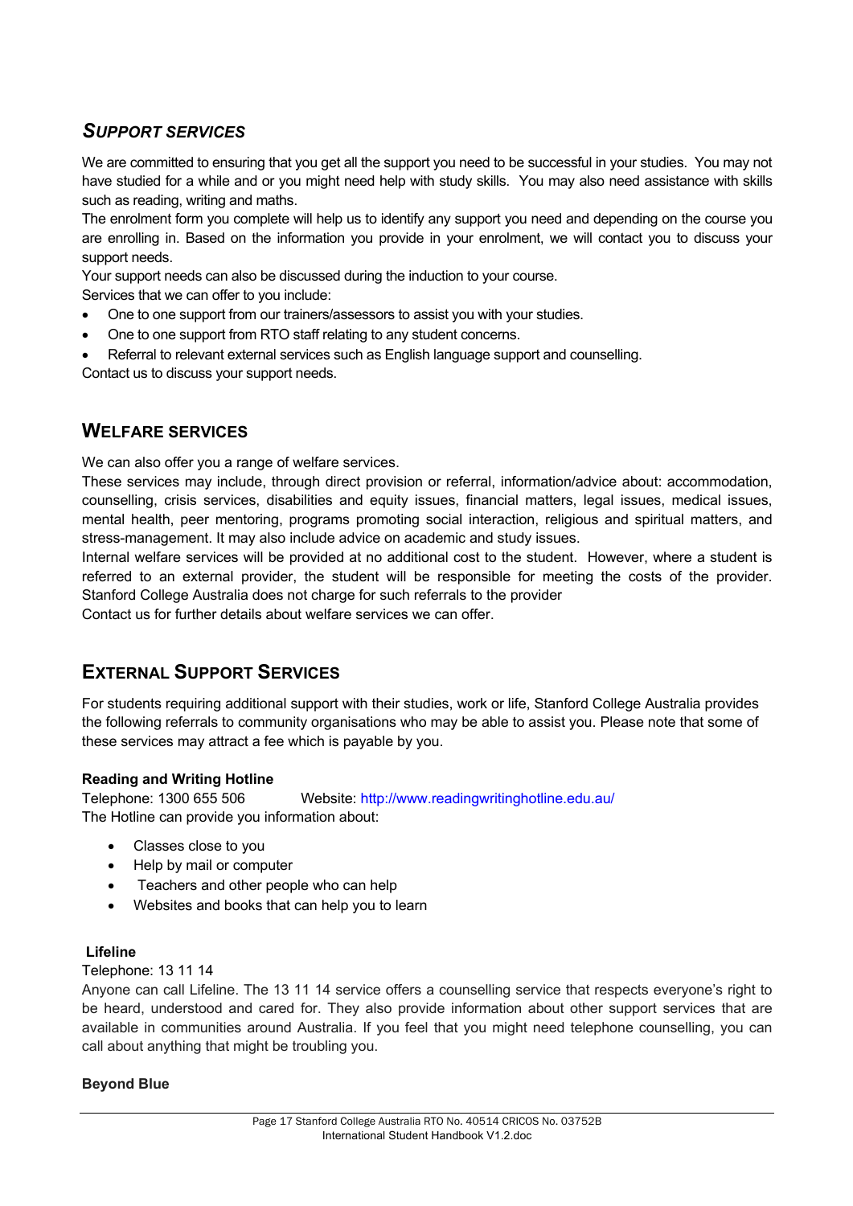## *SUPPORT SERVICES*

We are committed to ensuring that you get all the support you need to be successful in your studies. You may not have studied for a while and or you might need help with study skills. You may also need assistance with skills such as reading, writing and maths.

The enrolment form you complete will help us to identify any support you need and depending on the course you are enrolling in. Based on the information you provide in your enrolment, we will contact you to discuss your support needs.

Your support needs can also be discussed during the induction to your course.

Services that we can offer to you include:

- One to one support from our trainers/assessors to assist you with your studies.
- One to one support from RTO staff relating to any student concerns.
- Referral to relevant external services such as English language support and counselling.

Contact us to discuss your support needs.

## WELFARE SERVICES

We can also offer you a range of welfare services.

These services may include, through direct provision or referral, information/advice about: accommodation, counselling, crisis services, disabilities and equity issues, financial matters, legal issues, medical issues, mental health, peer mentoring, programs promoting social interaction, religious and spiritual matters, and stress-management. It may also include advice on academic and study issues.

Internal welfare services will be provided at no additional cost to the student. However, where a student is referred to an external provider, the student will be responsible for meeting the costs of the provider. Stanford College Australia does not charge for such referrals to the provider

Contact us for further details about welfare services we can offer.

## EXTERNAL SUPPORT SERVICES

For students requiring additional support with their studies, work or life, Stanford College Australia provides the following referrals to community organisations who may be able to assist you. Please note that some of these services may attract a fee which is payable by you.

**Reading and Writing Hotline**

Telephone: 1300 655 506 Website: http://www.readingwritinghotline.edu.au/

The Hotline can provide you information about:

- Classes close to you
- Help by mail or computer
- Teachers and other people who can help
- Websites and books that can help you to learn

**Lifeline**

Telephone: 13 11 14

Anyone can call Lifeline. The 13 11 14 service offers a counselling service that respects everyone's right to be heard, understood and cared for. They also provide information about other support services that are available in communities around Australia. If you feel that you might need telephone counselling, you can call about anything that might be troubling you.

**Beyond Blue**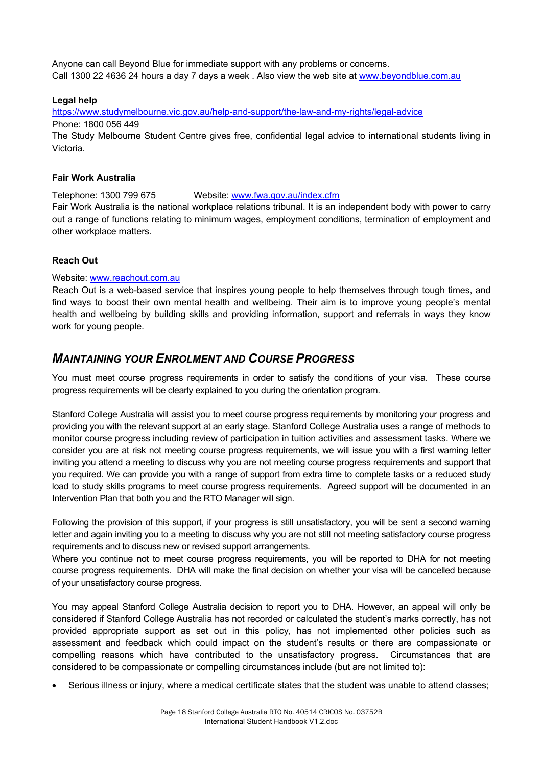Anyone can call Beyond Blue for immediate support with any problems or concerns.
Call 1300 22 4636 24 hours a day 7 days a week . Also view the web site at www.beyondblue.com.au

**Legal help**

https://www.studymelbourne.vic.gov.au/help-and-support/the-law-and-my-rights/legal-advice
Phone: 1800 056 449
The Study Melbourne Student Centre gives free, confidential legal advice to international students living in Victoria.

**Fair Work Australia**

Telephone: 1300 799 675 Website: www.fwa.gov.au/index.cfm
Fair Work Australia is the national workplace relations tribunal. It is an independent body with power to carry out a range of functions relating to minimum wages, employment conditions, termination of employment and other workplace matters.

**Reach Out**

Website: www.reachout.com.au
Reach Out is a web-based service that inspires young people to help themselves through tough times, and find ways to boost their own mental health and wellbeing. Their aim is to improve young people's mental health and wellbeing by building skills and providing information, support and referrals in ways they know work for young people.

## *Maintaining your Enrolment and Course Progress*

You must meet course progress requirements in order to satisfy the conditions of your visa. These course progress requirements will be clearly explained to you during the orientation program.

Stanford College Australia will assist you to meet course progress requirements by monitoring your progress and providing you with the relevant support at an early stage. Stanford College Australia uses a range of methods to monitor course progress including review of participation in tuition activities and assessment tasks. Where we consider you are at risk not meeting course progress requirements, we will issue you with a first warning letter inviting you attend a meeting to discuss why you are not meeting course progress requirements and support that you required. We can provide you with a range of support from extra time to complete tasks or a reduced study load to study skills programs to meet course progress requirements. Agreed support will be documented in an Intervention Plan that both you and the RTO Manager will sign.

Following the provision of this support, if your progress is still unsatisfactory, you will be sent a second warning letter and again inviting you to a meeting to discuss why you are not still not meeting satisfactory course progress requirements and to discuss new or revised support arrangements.
Where you continue not to meet course progress requirements, you will be reported to DHA for not meeting course progress requirements. DHA will make the final decision on whether your visa will be cancelled because of your unsatisfactory course progress.

You may appeal Stanford College Australia decision to report you to DHA. However, an appeal will only be considered if Stanford College Australia has not recorded or calculated the student's marks correctly, has not provided appropriate support as set out in this policy, has not implemented other policies such as assessment and feedback which could impact on the student's results or there are compassionate or compelling reasons which have contributed to the unsatisfactory progress. Circumstances that are considered to be compassionate or compelling circumstances include (but are not limited to):

- Serious illness or injury, where a medical certificate states that the student was unable to attend classes;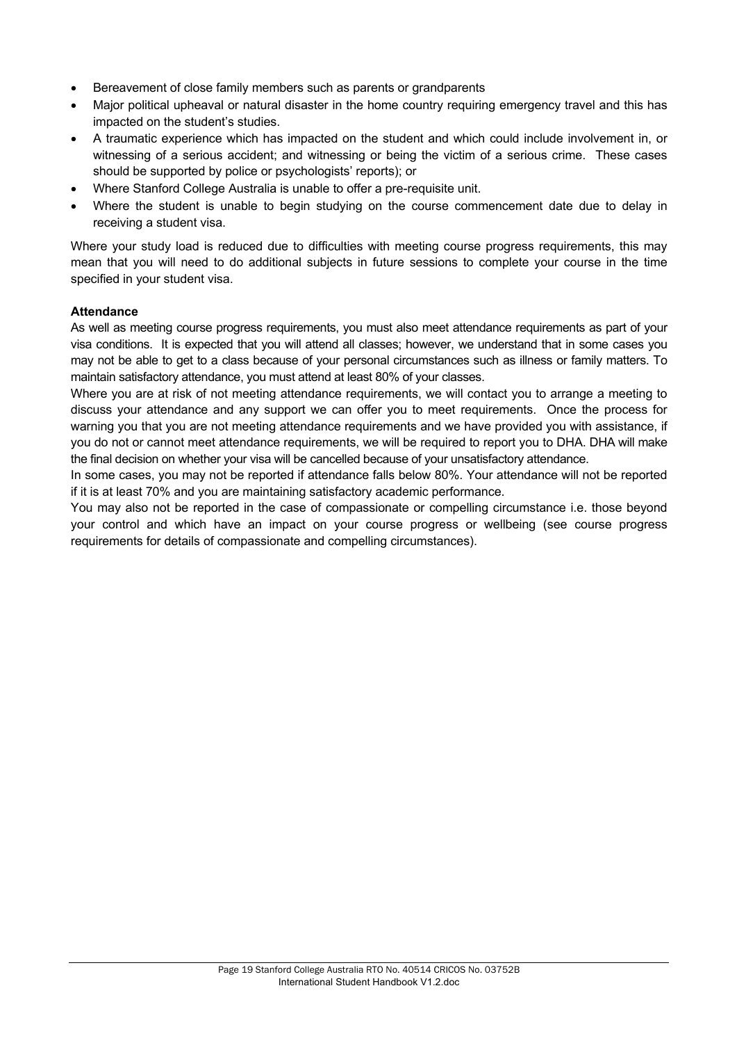- Bereavement of close family members such as parents or grandparents
- Major political upheaval or natural disaster in the home country requiring emergency travel and this has impacted on the student's studies.
- A traumatic experience which has impacted on the student and which could include involvement in, or witnessing of a serious accident; and witnessing or being the victim of a serious crime. These cases should be supported by police or psychologists' reports); or
- Where Stanford College Australia is unable to offer a pre-requisite unit.
- Where the student is unable to begin studying on the course commencement date due to delay in receiving a student visa.

Where your study load is reduced due to difficulties with meeting course progress requirements, this may mean that you will need to do additional subjects in future sessions to complete your course in the time specified in your student visa.

**Attendance**

As well as meeting course progress requirements, you must also meet attendance requirements as part of your visa conditions. It is expected that you will attend all classes; however, we understand that in some cases you may not be able to get to a class because of your personal circumstances such as illness or family matters. To maintain satisfactory attendance, you must attend at least 80% of your classes.

Where you are at risk of not meeting attendance requirements, we will contact you to arrange a meeting to discuss your attendance and any support we can offer you to meet requirements. Once the process for warning you that you are not meeting attendance requirements and we have provided you with assistance, if you do not or cannot meet attendance requirements, we will be required to report you to DHA. DHA will make the final decision on whether your visa will be cancelled because of your unsatisfactory attendance.

In some cases, you may not be reported if attendance falls below 80%. Your attendance will not be reported if it is at least 70% and you are maintaining satisfactory academic performance.

You may also not be reported in the case of compassionate or compelling circumstance i.e. those beyond your control and which have an impact on your course progress or wellbeing (see course progress requirements for details of compassionate and compelling circumstances).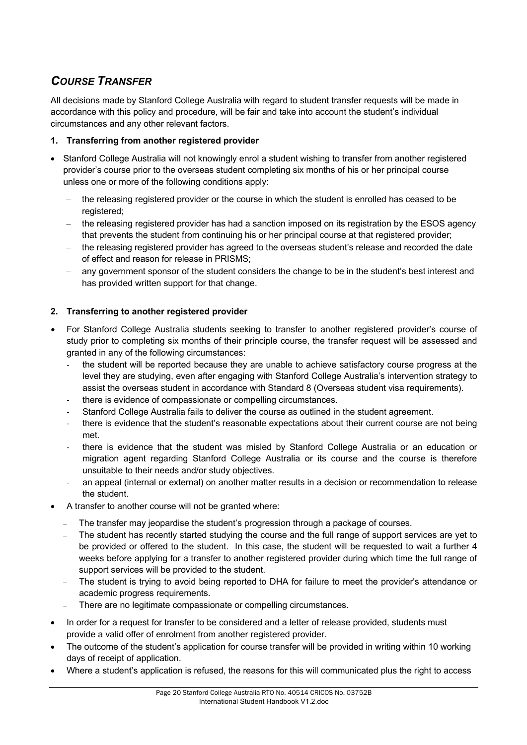## *COURSE TRANSFER*

All decisions made by Stanford College Australia with regard to student transfer requests will be made in accordance with this policy and procedure, will be fair and take into account the student's individual circumstances and any other relevant factors.

**1. Transferring from another registered provider**

- Stanford College Australia will not knowingly enrol a student wishing to transfer from another registered provider's course prior to the overseas student completing six months of his or her principal course unless one or more of the following conditions apply:
  - the releasing registered provider or the course in which the student is enrolled has ceased to be registered;
  - the releasing registered provider has had a sanction imposed on its registration by the ESOS agency that prevents the student from continuing his or her principal course at that registered provider;
  - the releasing registered provider has agreed to the overseas student's release and recorded the date of effect and reason for release in PRISMS;
  - any government sponsor of the student considers the change to be in the student's best interest and has provided written support for that change.

**2. Transferring to another registered provider**

- For Stanford College Australia students seeking to transfer to another registered provider's course of study prior to completing six months of their principle course, the transfer request will be assessed and granted in any of the following circumstances:
  - the student will be reported because they are unable to achieve satisfactory course progress at the level they are studying, even after engaging with Stanford College Australia's intervention strategy to assist the overseas student in accordance with Standard 8 (Overseas student visa requirements).
  - there is evidence of compassionate or compelling circumstances.
  - Stanford College Australia fails to deliver the course as outlined in the student agreement.
  - there is evidence that the student's reasonable expectations about their current course are not being met.
  - there is evidence that the student was misled by Stanford College Australia or an education or migration agent regarding Stanford College Australia or its course and the course is therefore unsuitable to their needs and/or study objectives.
  - an appeal (internal or external) on another matter results in a decision or recommendation to release the student.
- A transfer to another course will not be granted where:
  - The transfer may jeopardise the student's progression through a package of courses.
  - The student has recently started studying the course and the full range of support services are yet to be provided or offered to the student. In this case, the student will be requested to wait a further 4 weeks before applying for a transfer to another registered provider during which time the full range of support services will be provided to the student.
  - The student is trying to avoid being reported to DHA for failure to meet the provider's attendance or academic progress requirements.
  - There are no legitimate compassionate or compelling circumstances.
- In order for a request for transfer to be considered and a letter of release provided, students must provide a valid offer of enrolment from another registered provider.
- The outcome of the student's application for course transfer will be provided in writing within 10 working days of receipt of application.
- Where a student's application is refused, the reasons for this will communicated plus the right to access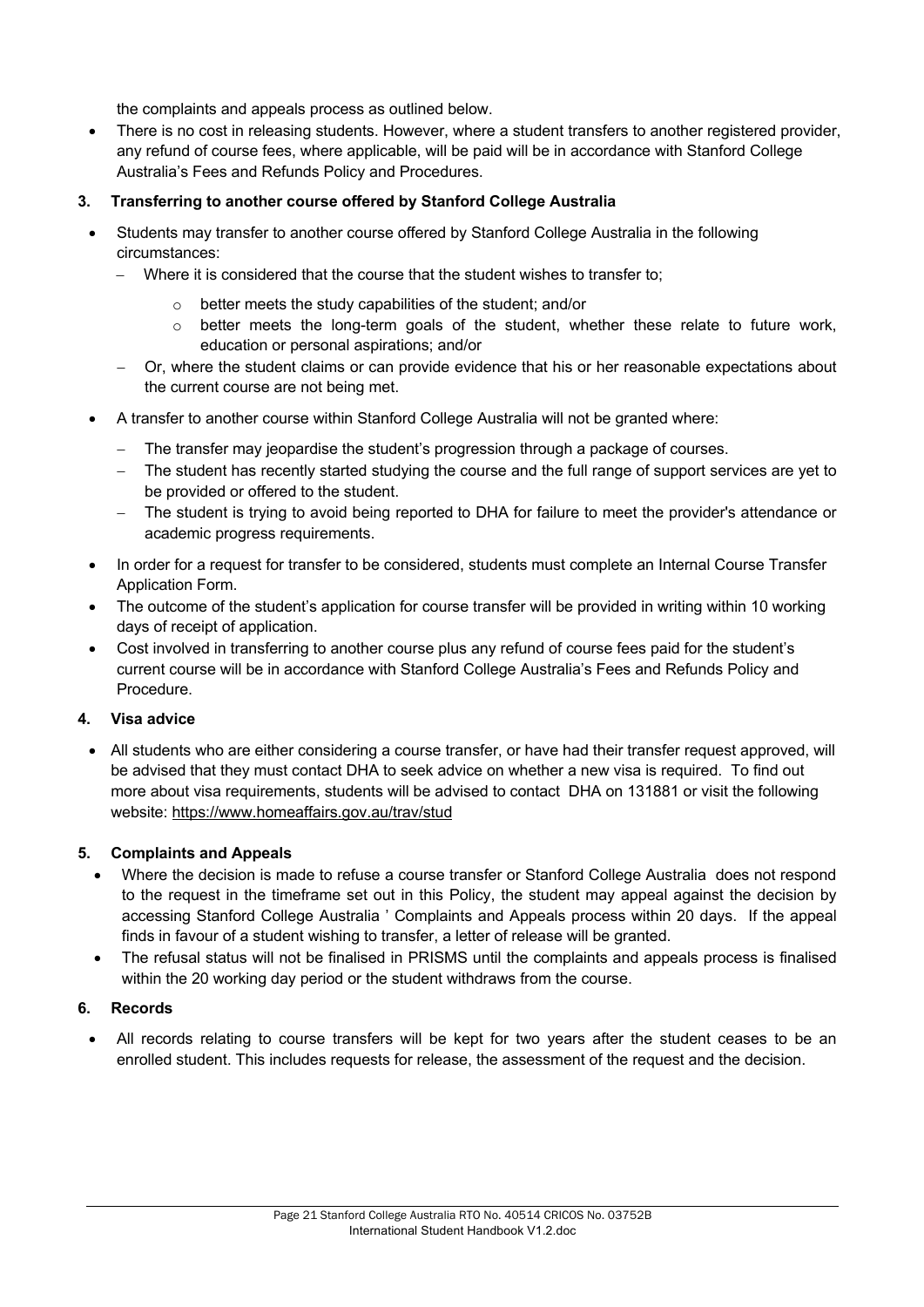the complaints and appeals process as outlined below.

- There is no cost in releasing students. However, where a student transfers to another registered provider, any refund of course fees, where applicable, will be paid will be in accordance with Stanford College Australia's Fees and Refunds Policy and Procedures.

**3. Transferring to another course offered by Stanford College Australia**

- Students may transfer to another course offered by Stanford College Australia in the following circumstances:
  - Where it is considered that the course that the student wishes to transfer to;
    - better meets the study capabilities of the student; and/or
    - better meets the long-term goals of the student, whether these relate to future work, education or personal aspirations; and/or
  - Or, where the student claims or can provide evidence that his or her reasonable expectations about the current course are not being met.
- A transfer to another course within Stanford College Australia will not be granted where:
  - The transfer may jeopardise the student's progression through a package of courses.
  - The student has recently started studying the course and the full range of support services are yet to be provided or offered to the student.
  - The student is trying to avoid being reported to DHA for failure to meet the provider's attendance or academic progress requirements.
- In order for a request for transfer to be considered, students must complete an Internal Course Transfer Application Form.
- The outcome of the student's application for course transfer will be provided in writing within 10 working days of receipt of application.
- Cost involved in transferring to another course plus any refund of course fees paid for the student's current course will be in accordance with Stanford College Australia's Fees and Refunds Policy and Procedure.

**4. Visa advice**

- All students who are either considering a course transfer, or have had their transfer request approved, will be advised that they must contact DHA to seek advice on whether a new visa is required. To find out more about visa requirements, students will be advised to contact DHA on 131881 or visit the following website: https://www.homeaffairs.gov.au/trav/stud

**5. Complaints and Appeals**

- Where the decision is made to refuse a course transfer or Stanford College Australia does not respond to the request in the timeframe set out in this Policy, the student may appeal against the decision by accessing Stanford College Australia ' Complaints and Appeals process within 20 days. If the appeal finds in favour of a student wishing to transfer, a letter of release will be granted.
- The refusal status will not be finalised in PRISMS until the complaints and appeals process is finalised within the 20 working day period or the student withdraws from the course.

**6. Records**

- All records relating to course transfers will be kept for two years after the student ceases to be an enrolled student. This includes requests for release, the assessment of the request and the decision.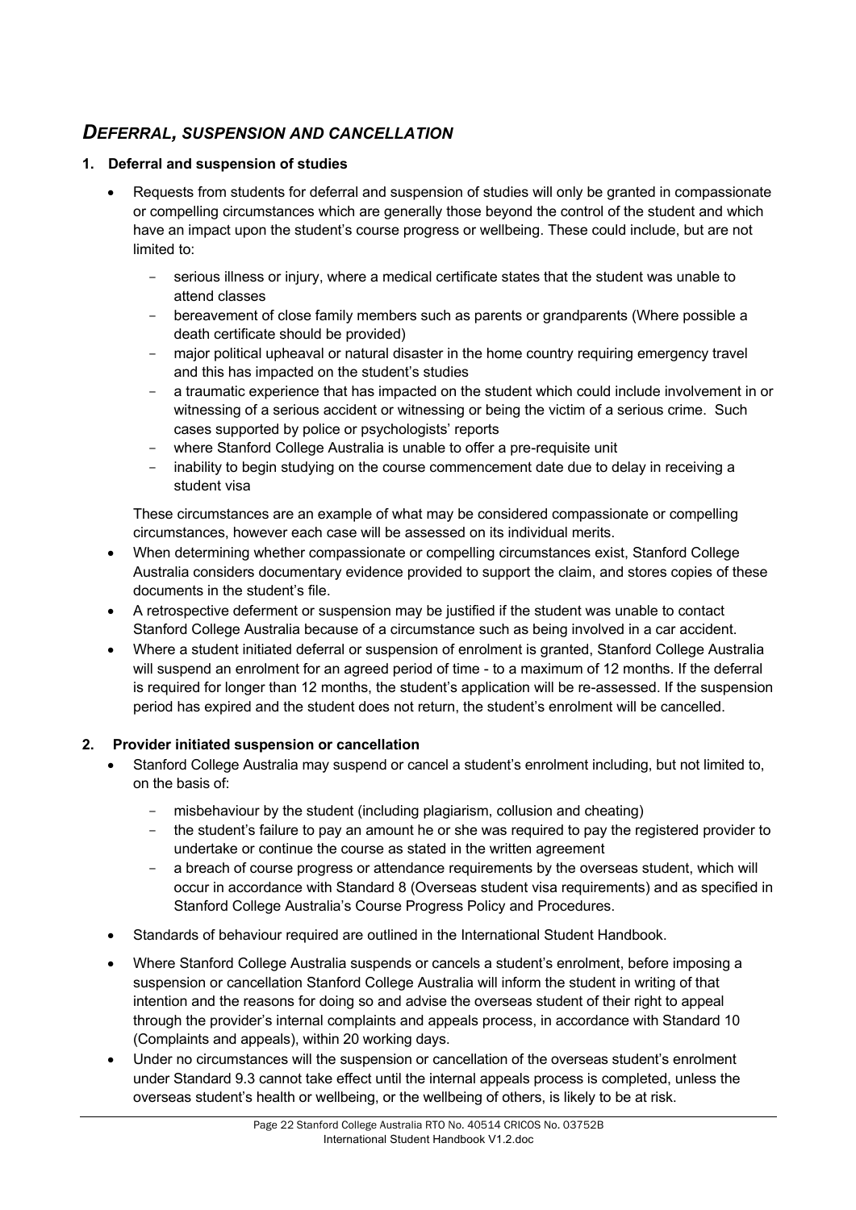## ***DEFERRAL, SUSPENSION AND CANCELLATION***

### 1. Deferral and suspension of studies

- Requests from students for deferral and suspension of studies will only be granted in compassionate or compelling circumstances which are generally those beyond the control of the student and which have an impact upon the student's course progress or wellbeing. These could include, but are not limited to:
  - serious illness or injury, where a medical certificate states that the student was unable to attend classes
  - bereavement of close family members such as parents or grandparents (Where possible a death certificate should be provided)
  - major political upheaval or natural disaster in the home country requiring emergency travel and this has impacted on the student's studies
  - a traumatic experience that has impacted on the student which could include involvement in or witnessing of a serious accident or witnessing or being the victim of a serious crime. Such cases supported by police or psychologists' reports
  - where Stanford College Australia is unable to offer a pre-requisite unit
  - inability to begin studying on the course commencement date due to delay in receiving a student visa

  These circumstances are an example of what may be considered compassionate or compelling circumstances, however each case will be assessed on its individual merits.
- When determining whether compassionate or compelling circumstances exist, Stanford College Australia considers documentary evidence provided to support the claim, and stores copies of these documents in the student's file.
- A retrospective deferment or suspension may be justified if the student was unable to contact Stanford College Australia because of a circumstance such as being involved in a car accident.
- Where a student initiated deferral or suspension of enrolment is granted, Stanford College Australia will suspend an enrolment for an agreed period of time - to a maximum of 12 months. If the deferral is required for longer than 12 months, the student's application will be re-assessed. If the suspension period has expired and the student does not return, the student's enrolment will be cancelled.

### 2. Provider initiated suspension or cancellation

- Stanford College Australia may suspend or cancel a student's enrolment including, but not limited to, on the basis of:
  - misbehaviour by the student (including plagiarism, collusion and cheating)
  - the student's failure to pay an amount he or she was required to pay the registered provider to undertake or continue the course as stated in the written agreement
  - a breach of course progress or attendance requirements by the overseas student, which will occur in accordance with Standard 8 (Overseas student visa requirements) and as specified in Stanford College Australia's Course Progress Policy and Procedures.
- Standards of behaviour required are outlined in the International Student Handbook.
- Where Stanford College Australia suspends or cancels a student's enrolment, before imposing a suspension or cancellation Stanford College Australia will inform the student in writing of that intention and the reasons for doing so and advise the overseas student of their right to appeal through the provider's internal complaints and appeals process, in accordance with Standard 10 (Complaints and appeals), within 20 working days.
- Under no circumstances will the suspension or cancellation of the overseas student's enrolment under Standard 9.3 cannot take effect until the internal appeals process is completed, unless the overseas student's health or wellbeing, or the wellbeing of others, is likely to be at risk.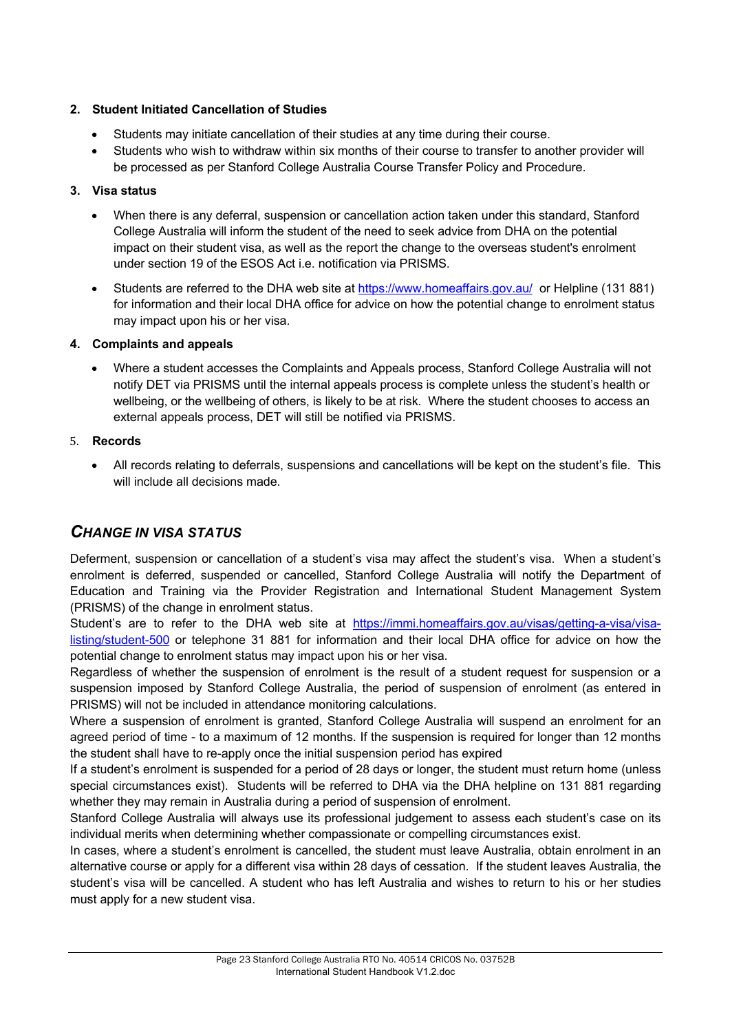**2. Student Initiated Cancellation of Studies**

- Students may initiate cancellation of their studies at any time during their course.
- Students who wish to withdraw within six months of their course to transfer to another provider will be processed as per Stanford College Australia Course Transfer Policy and Procedure.

**3. Visa status**

- When there is any deferral, suspension or cancellation action taken under this standard, Stanford College Australia will inform the student of the need to seek advice from DHA on the potential impact on their student visa, as well as the report the change to the overseas student's enrolment under section 19 of the ESOS Act i.e. notification via PRISMS.
- Students are referred to the DHA web site at [https://www.homeaffairs.gov.au/](https://www.homeaffairs.gov.au/) or Helpline (131 881) for information and their local DHA office for advice on how the potential change to enrolment status may impact upon his or her visa.

**4. Complaints and appeals**

- Where a student accesses the Complaints and Appeals process, Stanford College Australia will not notify DET via PRISMS until the internal appeals process is complete unless the student's health or wellbeing, or the wellbeing of others, is likely to be at risk. Where the student chooses to access an external appeals process, DET will still be notified via PRISMS.

5. **Records**

- All records relating to deferrals, suspensions and cancellations will be kept on the student's file. This will include all decisions made.

## *CHANGE IN VISA STATUS*

Deferment, suspension or cancellation of a student's visa may affect the student's visa. When a student's enrolment is deferred, suspended or cancelled, Stanford College Australia will notify the Department of Education and Training via the Provider Registration and International Student Management System (PRISMS) of the change in enrolment status.

Student's are to refer to the DHA web site at [https://immi.homeaffairs.gov.au/visas/getting-a-visa/visa-listing/student-500](https://immi.homeaffairs.gov.au/visas/getting-a-visa/visa-listing/student-500) or telephone 31 881 for information and their local DHA office for advice on how the potential change to enrolment status may impact upon his or her visa.

Regardless of whether the suspension of enrolment is the result of a student request for suspension or a suspension imposed by Stanford College Australia, the period of suspension of enrolment (as entered in PRISMS) will not be included in attendance monitoring calculations.

Where a suspension of enrolment is granted, Stanford College Australia will suspend an enrolment for an agreed period of time - to a maximum of 12 months. If the suspension is required for longer than 12 months the student shall have to re-apply once the initial suspension period has expired

If a student's enrolment is suspended for a period of 28 days or longer, the student must return home (unless special circumstances exist). Students will be referred to DHA via the DHA helpline on 131 881 regarding whether they may remain in Australia during a period of suspension of enrolment.

Stanford College Australia will always use its professional judgement to assess each student's case on its individual merits when determining whether compassionate or compelling circumstances exist.

In cases, where a student's enrolment is cancelled, the student must leave Australia, obtain enrolment in an alternative course or apply for a different visa within 28 days of cessation. If the student leaves Australia, the student's visa will be cancelled. A student who has left Australia and wishes to return to his or her studies must apply for a new student visa.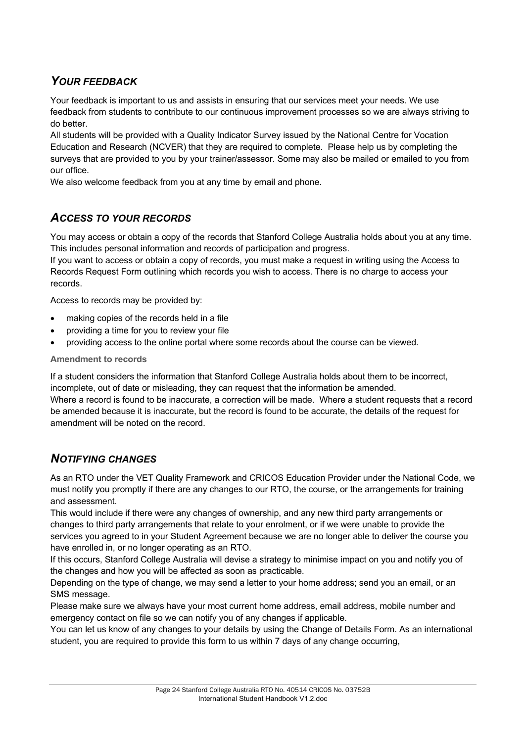## *YOUR FEEDBACK*

Your feedback is important to us and assists in ensuring that our services meet your needs. We use feedback from students to contribute to our continuous improvement processes so we are always striving to do better.

All students will be provided with a Quality Indicator Survey issued by the National Centre for Vocation Education and Research (NCVER) that they are required to complete. Please help us by completing the surveys that are provided to you by your trainer/assessor. Some may also be mailed or emailed to you from our office.

We also welcome feedback from you at any time by email and phone.

## *ACCESS TO YOUR RECORDS*

You may access or obtain a copy of the records that Stanford College Australia holds about you at any time. This includes personal information and records of participation and progress.

If you want to access or obtain a copy of records, you must make a request in writing using the Access to Records Request Form outlining which records you wish to access. There is no charge to access your records.

Access to records may be provided by:

- making copies of the records held in a file
- providing a time for you to review your file
- providing access to the online portal where some records about the course can be viewed.

#### Amendment to records

If a student considers the information that Stanford College Australia holds about them to be incorrect, incomplete, out of date or misleading, they can request that the information be amended.

Where a record is found to be inaccurate, a correction will be made. Where a student requests that a record be amended because it is inaccurate, but the record is found to be accurate, the details of the request for amendment will be noted on the record.

## *NOTIFYING CHANGES*

As an RTO under the VET Quality Framework and CRICOS Education Provider under the National Code, we must notify you promptly if there are any changes to our RTO, the course, or the arrangements for training and assessment.

This would include if there were any changes of ownership, and any new third party arrangements or changes to third party arrangements that relate to your enrolment, or if we were unable to provide the services you agreed to in your Student Agreement because we are no longer able to deliver the course you have enrolled in, or no longer operating as an RTO.

If this occurs, Stanford College Australia will devise a strategy to minimise impact on you and notify you of the changes and how you will be affected as soon as practicable.

Depending on the type of change, we may send a letter to your home address; send you an email, or an SMS message.

Please make sure we always have your most current home address, email address, mobile number and emergency contact on file so we can notify you of any changes if applicable.

You can let us know of any changes to your details by using the Change of Details Form. As an international student, you are required to provide this form to us within 7 days of any change occurring,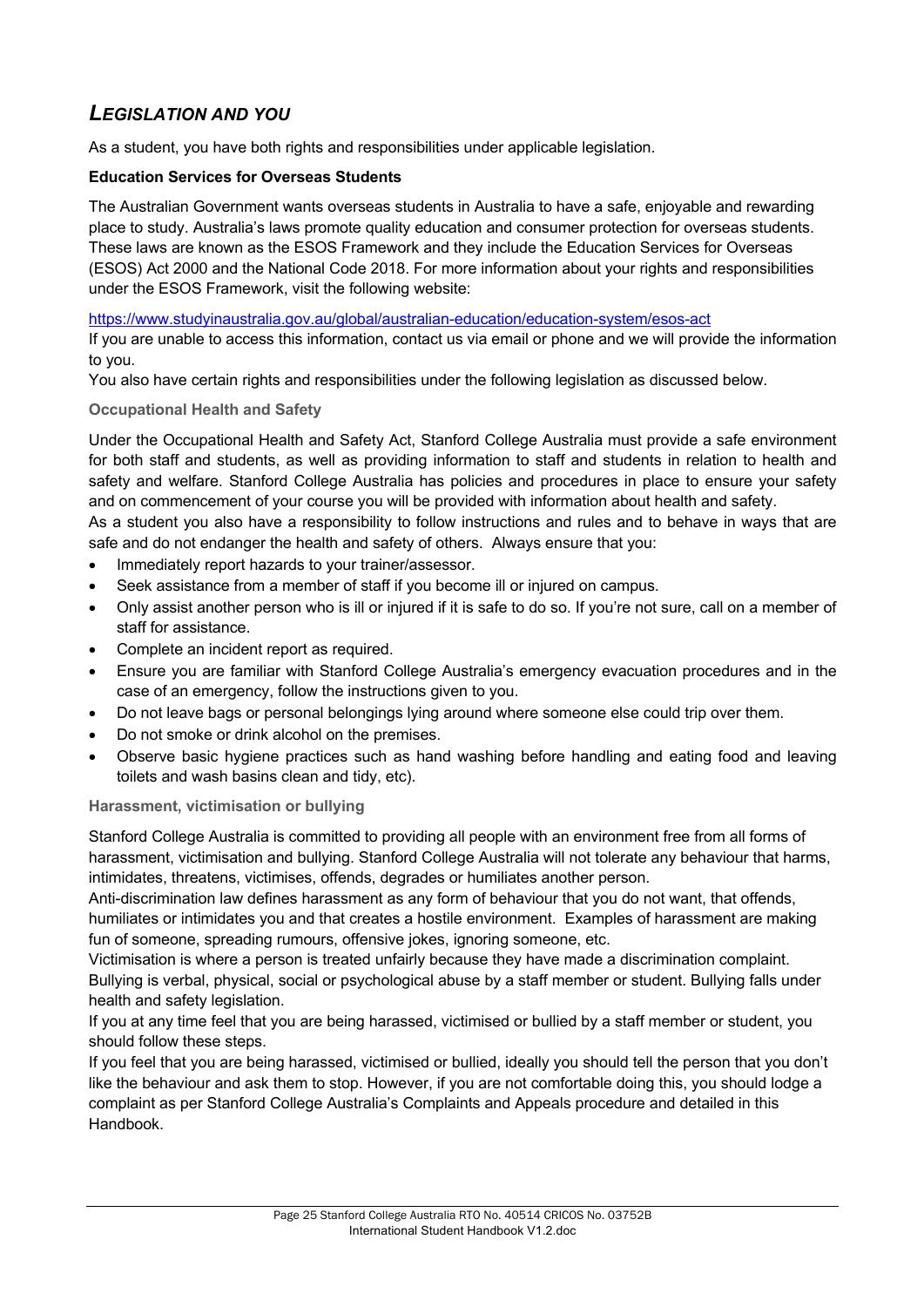## *LEGISLATION AND YOU*

As a student, you have both rights and responsibilities under applicable legislation.

**Education Services for Overseas Students**

The Australian Government wants overseas students in Australia to have a safe, enjoyable and rewarding place to study. Australia's laws promote quality education and consumer protection for overseas students. These laws are known as the ESOS Framework and they include the Education Services for Overseas (ESOS) Act 2000 and the National Code 2018. For more information about your rights and responsibilities under the ESOS Framework, visit the following website:

https://www.studyinaustralia.gov.au/global/australian-education/education-system/esos-act

If you are unable to access this information, contact us via email or phone and we will provide the information to you.

You also have certain rights and responsibilities under the following legislation as discussed below.

### Occupational Health and Safety

Under the Occupational Health and Safety Act, Stanford College Australia must provide a safe environment for both staff and students, as well as providing information to staff and students in relation to health and safety and welfare. Stanford College Australia has policies and procedures in place to ensure your safety and on commencement of your course you will be provided with information about health and safety.

As a student you also have a responsibility to follow instructions and rules and to behave in ways that are safe and do not endanger the health and safety of others. Always ensure that you:

- Immediately report hazards to your trainer/assessor.
- Seek assistance from a member of staff if you become ill or injured on campus.
- Only assist another person who is ill or injured if it is safe to do so. If you're not sure, call on a member of staff for assistance.
- Complete an incident report as required.
- Ensure you are familiar with Stanford College Australia's emergency evacuation procedures and in the case of an emergency, follow the instructions given to you.
- Do not leave bags or personal belongings lying around where someone else could trip over them.
- Do not smoke or drink alcohol on the premises.
- Observe basic hygiene practices such as hand washing before handling and eating food and leaving toilets and wash basins clean and tidy, etc).

### Harassment, victimisation or bullying

Stanford College Australia is committed to providing all people with an environment free from all forms of harassment, victimisation and bullying. Stanford College Australia will not tolerate any behaviour that harms, intimidates, threatens, victimises, offends, degrades or humiliates another person.

Anti-discrimination law defines harassment as any form of behaviour that you do not want, that offends, humiliates or intimidates you and that creates a hostile environment. Examples of harassment are making fun of someone, spreading rumours, offensive jokes, ignoring someone, etc.

Victimisation is where a person is treated unfairly because they have made a discrimination complaint.

Bullying is verbal, physical, social or psychological abuse by a staff member or student. Bullying falls under health and safety legislation.

If you at any time feel that you are being harassed, victimised or bullied by a staff member or student, you should follow these steps.

If you feel that you are being harassed, victimised or bullied, ideally you should tell the person that you don't like the behaviour and ask them to stop. However, if you are not comfortable doing this, you should lodge a complaint as per Stanford College Australia's Complaints and Appeals procedure and detailed in this Handbook.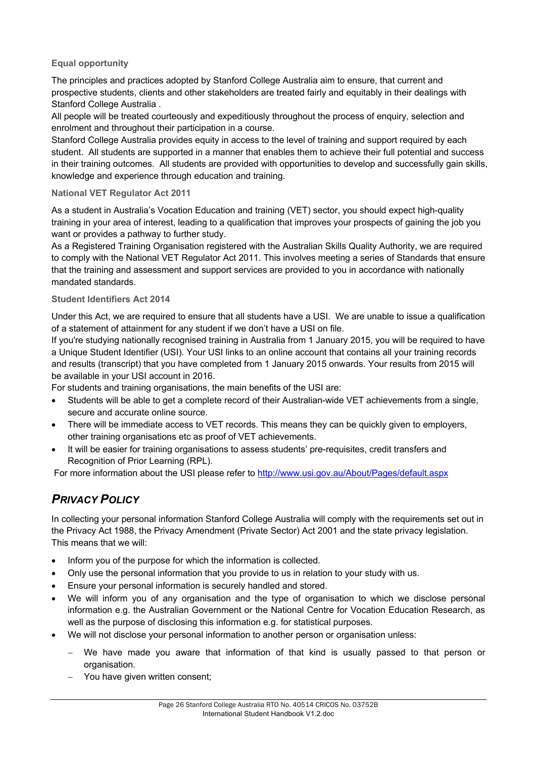### Equal opportunity

The principles and practices adopted by Stanford College Australia aim to ensure, that current and prospective students, clients and other stakeholders are treated fairly and equitably in their dealings with Stanford College Australia .

All people will be treated courteously and expeditiously throughout the process of enquiry, selection and enrolment and throughout their participation in a course.

Stanford College Australia provides equity in access to the level of training and support required by each student. All students are supported in a manner that enables them to achieve their full potential and success in their training outcomes. All students are provided with opportunities to develop and successfully gain skills, knowledge and experience through education and training.

### National VET Regulator Act 2011

As a student in Australia's Vocation Education and training (VET) sector, you should expect high-quality training in your area of interest, leading to a qualification that improves your prospects of gaining the job you want or provides a pathway to further study.

As a Registered Training Organisation registered with the Australian Skills Quality Authority, we are required to comply with the National VET Regulator Act 2011. This involves meeting a series of Standards that ensure that the training and assessment and support services are provided to you in accordance with nationally mandated standards.

### Student Identifiers Act 2014

Under this Act, we are required to ensure that all students have a USI. We are unable to issue a qualification of a statement of attainment for any student if we don't have a USI on file.

If you're studying nationally recognised training in Australia from 1 January 2015, you will be required to have a Unique Student Identifier (USI). Your USI links to an online account that contains all your training records and results (transcript) that you have completed from 1 January 2015 onwards. Your results from 2015 will be available in your USI account in 2016.

For students and training organisations, the main benefits of the USI are:

- Students will be able to get a complete record of their Australian-wide VET achievements from a single, secure and accurate online source.
- There will be immediate access to VET records. This means they can be quickly given to employers, other training organisations etc as proof of VET achievements.
- It will be easier for training organisations to assess students' pre-requisites, credit transfers and Recognition of Prior Learning (RPL).

For more information about the USI please refer to http://www.usi.gov.au/About/Pages/default.aspx

## *PRIVACY POLICY*

In collecting your personal information Stanford College Australia will comply with the requirements set out in the Privacy Act 1988, the Privacy Amendment (Private Sector) Act 2001 and the state privacy legislation. This means that we will:

- Inform you of the purpose for which the information is collected.
- Only use the personal information that you provide to us in relation to your study with us.
- Ensure your personal information is securely handled and stored.
- We will inform you of any organisation and the type of organisation to which we disclose personal information e.g. the Australian Government or the National Centre for Vocation Education Research, as well as the purpose of disclosing this information e.g. for statistical purposes.
- We will not disclose your personal information to another person or organisation unless:
  - We have made you aware that information of that kind is usually passed to that person or organisation.
  - You have given written consent;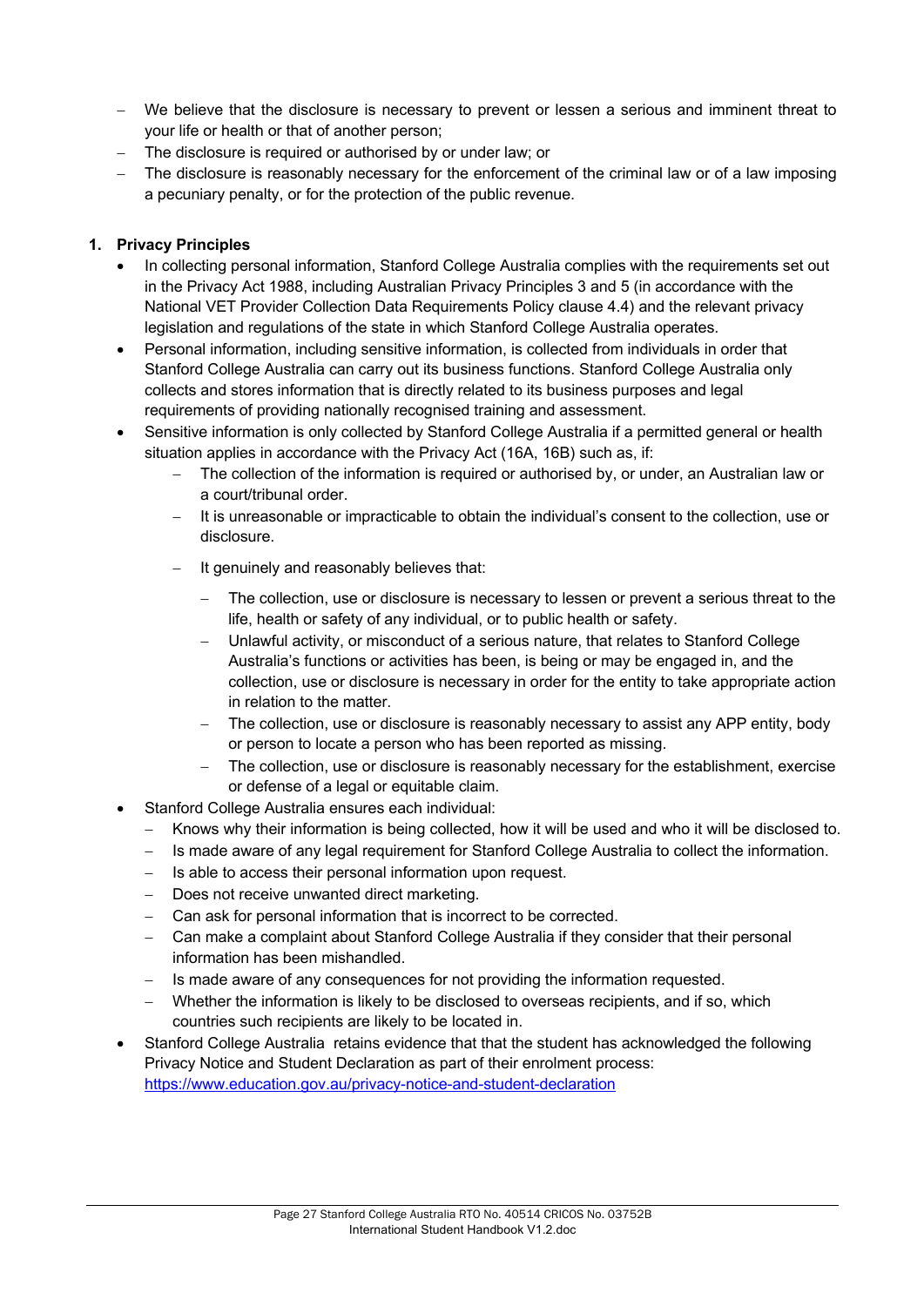- We believe that the disclosure is necessary to prevent or lessen a serious and imminent threat to your life or health or that of another person;
- The disclosure is required or authorised by or under law; or
- The disclosure is reasonably necessary for the enforcement of the criminal law or of a law imposing a pecuniary penalty, or for the protection of the public revenue.

**1. Privacy Principles**

- In collecting personal information, Stanford College Australia complies with the requirements set out in the Privacy Act 1988, including Australian Privacy Principles 3 and 5 (in accordance with the National VET Provider Collection Data Requirements Policy clause 4.4) and the relevant privacy legislation and regulations of the state in which Stanford College Australia operates.
- Personal information, including sensitive information, is collected from individuals in order that Stanford College Australia can carry out its business functions. Stanford College Australia only collects and stores information that is directly related to its business purposes and legal requirements of providing nationally recognised training and assessment.
- Sensitive information is only collected by Stanford College Australia if a permitted general or health situation applies in accordance with the Privacy Act (16A, 16B) such as, if:
  - The collection of the information is required or authorised by, or under, an Australian law or a court/tribunal order.
  - It is unreasonable or impracticable to obtain the individual's consent to the collection, use or disclosure.
  - It genuinely and reasonably believes that:
    - The collection, use or disclosure is necessary to lessen or prevent a serious threat to the life, health or safety of any individual, or to public health or safety.
    - Unlawful activity, or misconduct of a serious nature, that relates to Stanford College Australia's functions or activities has been, is being or may be engaged in, and the collection, use or disclosure is necessary in order for the entity to take appropriate action in relation to the matter.
    - The collection, use or disclosure is reasonably necessary to assist any APP entity, body or person to locate a person who has been reported as missing.
    - The collection, use or disclosure is reasonably necessary for the establishment, exercise or defense of a legal or equitable claim.
- Stanford College Australia ensures each individual:
  - Knows why their information is being collected, how it will be used and who it will be disclosed to.
  - Is made aware of any legal requirement for Stanford College Australia to collect the information.
  - Is able to access their personal information upon request.
  - Does not receive unwanted direct marketing.
  - Can ask for personal information that is incorrect to be corrected.
  - Can make a complaint about Stanford College Australia if they consider that their personal information has been mishandled.
  - Is made aware of any consequences for not providing the information requested.
  - Whether the information is likely to be disclosed to overseas recipients, and if so, which countries such recipients are likely to be located in.
- Stanford College Australia retains evidence that that the student has acknowledged the following Privacy Notice and Student Declaration as part of their enrolment process: https://www.education.gov.au/privacy-notice-and-student-declaration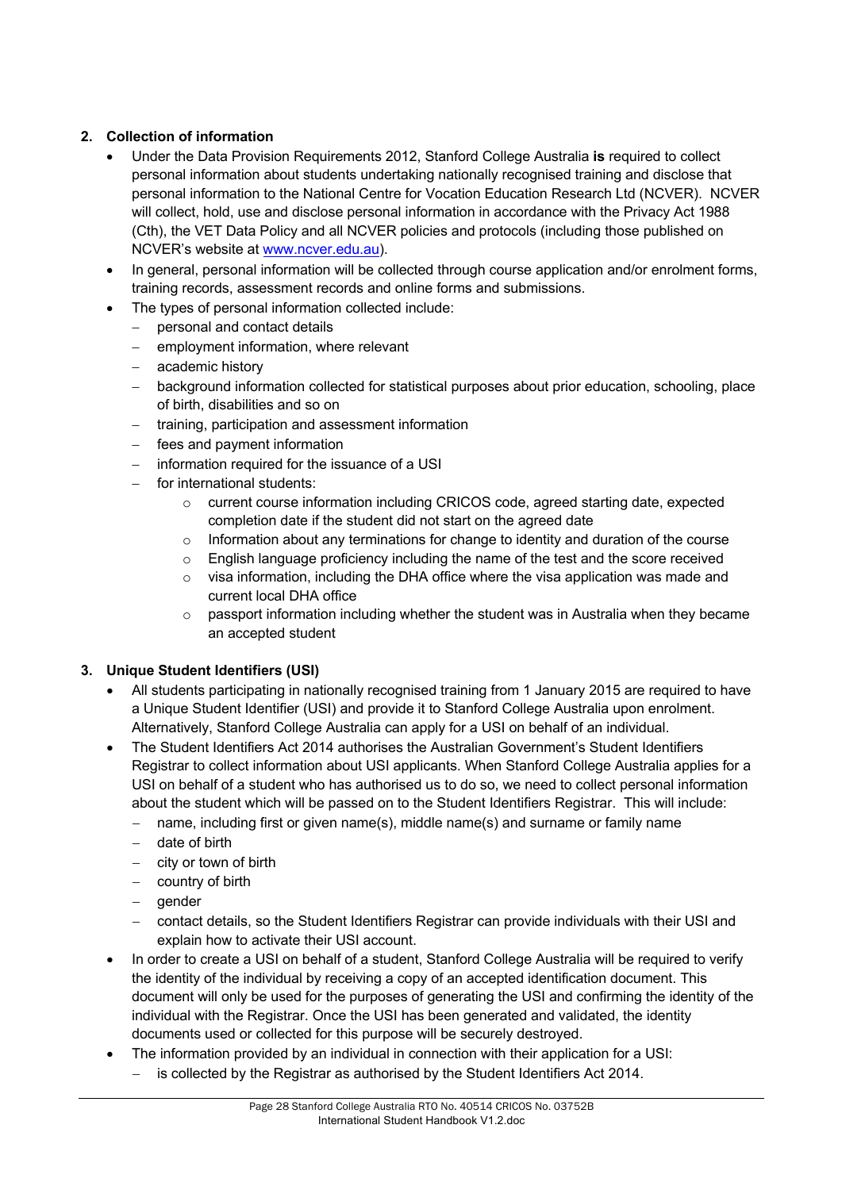**2. Collection of information**

- Under the Data Provision Requirements 2012, Stanford College Australia **is** required to collect personal information about students undertaking nationally recognised training and disclose that personal information to the National Centre for Vocation Education Research Ltd (NCVER). NCVER will collect, hold, use and disclose personal information in accordance with the Privacy Act 1988 (Cth), the VET Data Policy and all NCVER policies and protocols (including those published on NCVER's website at www.ncver.edu.au).
- In general, personal information will be collected through course application and/or enrolment forms, training records, assessment records and online forms and submissions.
- The types of personal information collected include:
  - personal and contact details
  - employment information, where relevant
  - academic history
  - background information collected for statistical purposes about prior education, schooling, place of birth, disabilities and so on
  - training, participation and assessment information
  - fees and payment information
  - information required for the issuance of a USI
  - for international students:
    - current course information including CRICOS code, agreed starting date, expected completion date if the student did not start on the agreed date
    - Information about any terminations for change to identity and duration of the course
    - English language proficiency including the name of the test and the score received
    - visa information, including the DHA office where the visa application was made and current local DHA office
    - passport information including whether the student was in Australia when they became an accepted student

**3. Unique Student Identifiers (USI)**

- All students participating in nationally recognised training from 1 January 2015 are required to have a Unique Student Identifier (USI) and provide it to Stanford College Australia upon enrolment. Alternatively, Stanford College Australia can apply for a USI on behalf of an individual.
- The Student Identifiers Act 2014 authorises the Australian Government's Student Identifiers Registrar to collect information about USI applicants. When Stanford College Australia applies for a USI on behalf of a student who has authorised us to do so, we need to collect personal information about the student which will be passed on to the Student Identifiers Registrar. This will include:
  - name, including first or given name(s), middle name(s) and surname or family name
  - date of birth
  - city or town of birth
  - country of birth
  - gender
  - contact details, so the Student Identifiers Registrar can provide individuals with their USI and explain how to activate their USI account.
- In order to create a USI on behalf of a student, Stanford College Australia will be required to verify the identity of the individual by receiving a copy of an accepted identification document. This document will only be used for the purposes of generating the USI and confirming the identity of the individual with the Registrar. Once the USI has been generated and validated, the identity documents used or collected for this purpose will be securely destroyed.
- The information provided by an individual in connection with their application for a USI:
  - is collected by the Registrar as authorised by the Student Identifiers Act 2014.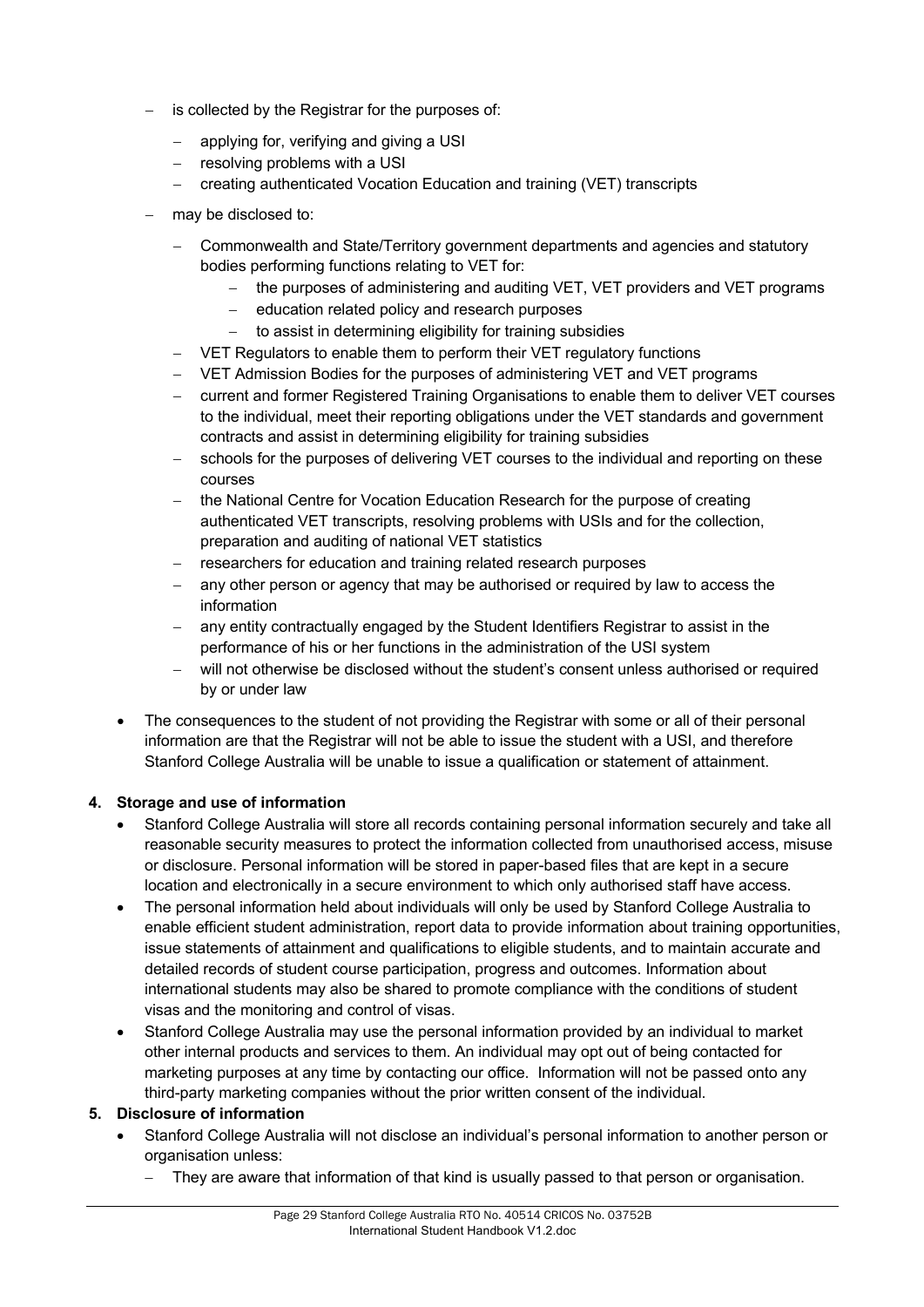- is collected by the Registrar for the purposes of:
  - applying for, verifying and giving a USI
  - resolving problems with a USI
  - creating authenticated Vocation Education and training (VET) transcripts
- may be disclosed to:
  - Commonwealth and State/Territory government departments and agencies and statutory bodies performing functions relating to VET for:
    - the purposes of administering and auditing VET, VET providers and VET programs
    - education related policy and research purposes
    - to assist in determining eligibility for training subsidies
  - VET Regulators to enable them to perform their VET regulatory functions
  - VET Admission Bodies for the purposes of administering VET and VET programs
  - current and former Registered Training Organisations to enable them to deliver VET courses to the individual, meet their reporting obligations under the VET standards and government contracts and assist in determining eligibility for training subsidies
  - schools for the purposes of delivering VET courses to the individual and reporting on these courses
  - the National Centre for Vocation Education Research for the purpose of creating authenticated VET transcripts, resolving problems with USIs and for the collection, preparation and auditing of national VET statistics
  - researchers for education and training related research purposes
  - any other person or agency that may be authorised or required by law to access the information
  - any entity contractually engaged by the Student Identifiers Registrar to assist in the performance of his or her functions in the administration of the USI system
  - will not otherwise be disclosed without the student's consent unless authorised or required by or under law

- The consequences to the student of not providing the Registrar with some or all of their personal information are that the Registrar will not be able to issue the student with a USI, and therefore Stanford College Australia will be unable to issue a qualification or statement of attainment.

**4. Storage and use of information**

- Stanford College Australia will store all records containing personal information securely and take all reasonable security measures to protect the information collected from unauthorised access, misuse or disclosure. Personal information will be stored in paper-based files that are kept in a secure location and electronically in a secure environment to which only authorised staff have access.
- The personal information held about individuals will only be used by Stanford College Australia to enable efficient student administration, report data to provide information about training opportunities, issue statements of attainment and qualifications to eligible students, and to maintain accurate and detailed records of student course participation, progress and outcomes. Information about international students may also be shared to promote compliance with the conditions of student visas and the monitoring and control of visas.
- Stanford College Australia may use the personal information provided by an individual to market other internal products and services to them. An individual may opt out of being contacted for marketing purposes at any time by contacting our office. Information will not be passed onto any third-party marketing companies without the prior written consent of the individual.

**5. Disclosure of information**

- Stanford College Australia will not disclose an individual's personal information to another person or organisation unless:
  - They are aware that information of that kind is usually passed to that person or organisation.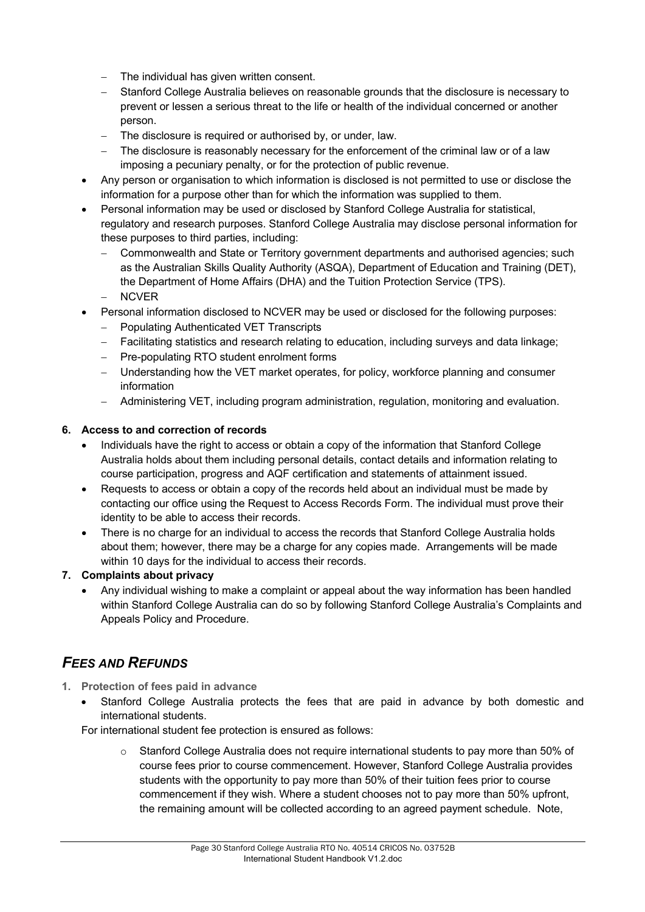- The individual has given written consent.
  - Stanford College Australia believes on reasonable grounds that the disclosure is necessary to prevent or lessen a serious threat to the life or health of the individual concerned or another person.
  - The disclosure is required or authorised by, or under, law.
  - The disclosure is reasonably necessary for the enforcement of the criminal law or of a law imposing a pecuniary penalty, or for the protection of public revenue.
- Any person or organisation to which information is disclosed is not permitted to use or disclose the information for a purpose other than for which the information was supplied to them.
- Personal information may be used or disclosed by Stanford College Australia for statistical, regulatory and research purposes. Stanford College Australia may disclose personal information for these purposes to third parties, including:
  - Commonwealth and State or Territory government departments and authorised agencies; such as the Australian Skills Quality Authority (ASQA), Department of Education and Training (DET), the Department of Home Affairs (DHA) and the Tuition Protection Service (TPS).
  - NCVER
- Personal information disclosed to NCVER may be used or disclosed for the following purposes:
  - Populating Authenticated VET Transcripts
  - Facilitating statistics and research relating to education, including surveys and data linkage;
  - Pre-populating RTO student enrolment forms
  - Understanding how the VET market operates, for policy, workforce planning and consumer information
  - Administering VET, including program administration, regulation, monitoring and evaluation.

**6. Access to and correction of records**

- Individuals have the right to access or obtain a copy of the information that Stanford College Australia holds about them including personal details, contact details and information relating to course participation, progress and AQF certification and statements of attainment issued.
- Requests to access or obtain a copy of the records held about an individual must be made by contacting our office using the Request to Access Records Form. The individual must prove their identity to be able to access their records.
- There is no charge for an individual to access the records that Stanford College Australia holds about them; however, there may be a charge for any copies made. Arrangements will be made within 10 days for the individual to access their records.

**7. Complaints about privacy**

- Any individual wishing to make a complaint or appeal about the way information has been handled within Stanford College Australia can do so by following Stanford College Australia's Complaints and Appeals Policy and Procedure.

## *FEES AND REFUNDS*

**1. Protection of fees paid in advance**

- Stanford College Australia protects the fees that are paid in advance by both domestic and international students.

For international student fee protection is ensured as follows:

  - Stanford College Australia does not require international students to pay more than 50% of course fees prior to course commencement. However, Stanford College Australia provides students with the opportunity to pay more than 50% of their tuition fees prior to course commencement if they wish. Where a student chooses not to pay more than 50% upfront, the remaining amount will be collected according to an agreed payment schedule. Note,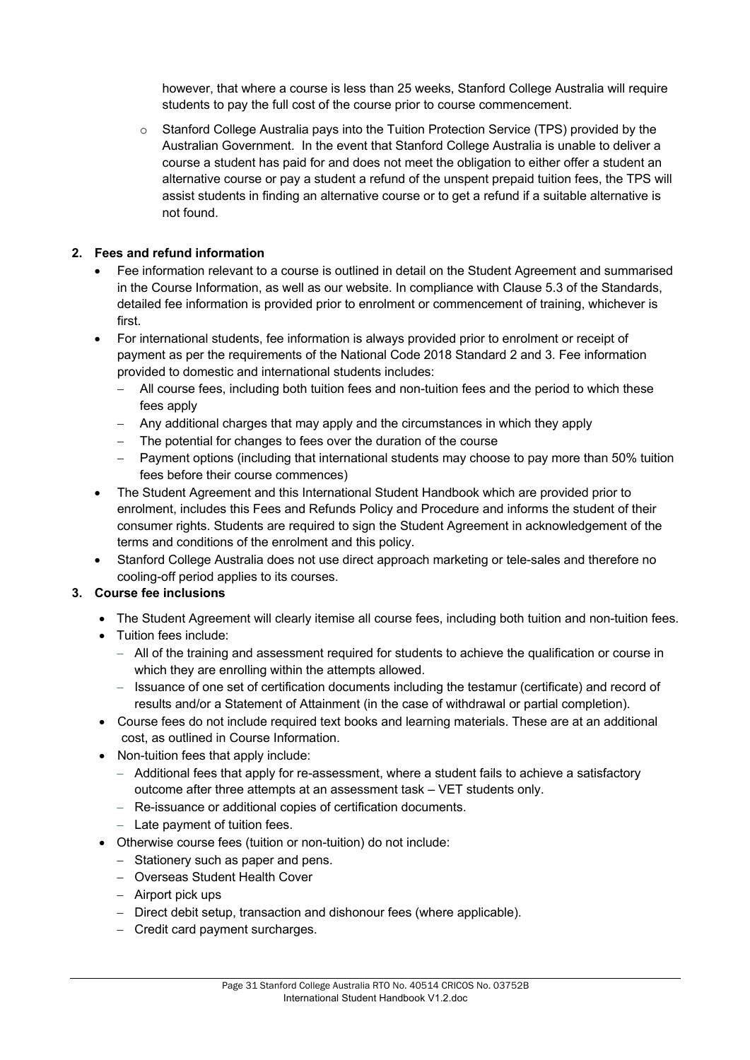however, that where a course is less than 25 weeks, Stanford College Australia will require students to pay the full cost of the course prior to course commencement.

- Stanford College Australia pays into the Tuition Protection Service (TPS) provided by the Australian Government. In the event that Stanford College Australia is unable to deliver a course a student has paid for and does not meet the obligation to either offer a student an alternative course or pay a student a refund of the unspent prepaid tuition fees, the TPS will assist students in finding an alternative course or to get a refund if a suitable alternative is not found.

**2. Fees and refund information**

- Fee information relevant to a course is outlined in detail on the Student Agreement and summarised in the Course Information, as well as our website. In compliance with Clause 5.3 of the Standards, detailed fee information is provided prior to enrolment or commencement of training, whichever is first.
- For international students, fee information is always provided prior to enrolment or receipt of payment as per the requirements of the National Code 2018 Standard 2 and 3. Fee information provided to domestic and international students includes:
  - All course fees, including both tuition fees and non-tuition fees and the period to which these fees apply
  - Any additional charges that may apply and the circumstances in which they apply
  - The potential for changes to fees over the duration of the course
  - Payment options (including that international students may choose to pay more than 50% tuition fees before their course commences)
- The Student Agreement and this International Student Handbook which are provided prior to enrolment, includes this Fees and Refunds Policy and Procedure and informs the student of their consumer rights. Students are required to sign the Student Agreement in acknowledgement of the terms and conditions of the enrolment and this policy.
- Stanford College Australia does not use direct approach marketing or tele-sales and therefore no cooling-off period applies to its courses.

**3. Course fee inclusions**

- The Student Agreement will clearly itemise all course fees, including both tuition and non-tuition fees.
- Tuition fees include:
  - All of the training and assessment required for students to achieve the qualification or course in which they are enrolling within the attempts allowed.
  - Issuance of one set of certification documents including the testamur (certificate) and record of results and/or a Statement of Attainment (in the case of withdrawal or partial completion).
- Course fees do not include required text books and learning materials. These are at an additional cost, as outlined in Course Information.
- Non-tuition fees that apply include:
  - Additional fees that apply for re-assessment, where a student fails to achieve a satisfactory outcome after three attempts at an assessment task – VET students only.
  - Re-issuance or additional copies of certification documents.
  - Late payment of tuition fees.
- Otherwise course fees (tuition or non-tuition) do not include:
  - Stationery such as paper and pens.
  - Overseas Student Health Cover
  - Airport pick ups
  - Direct debit setup, transaction and dishonour fees (where applicable).
  - Credit card payment surcharges.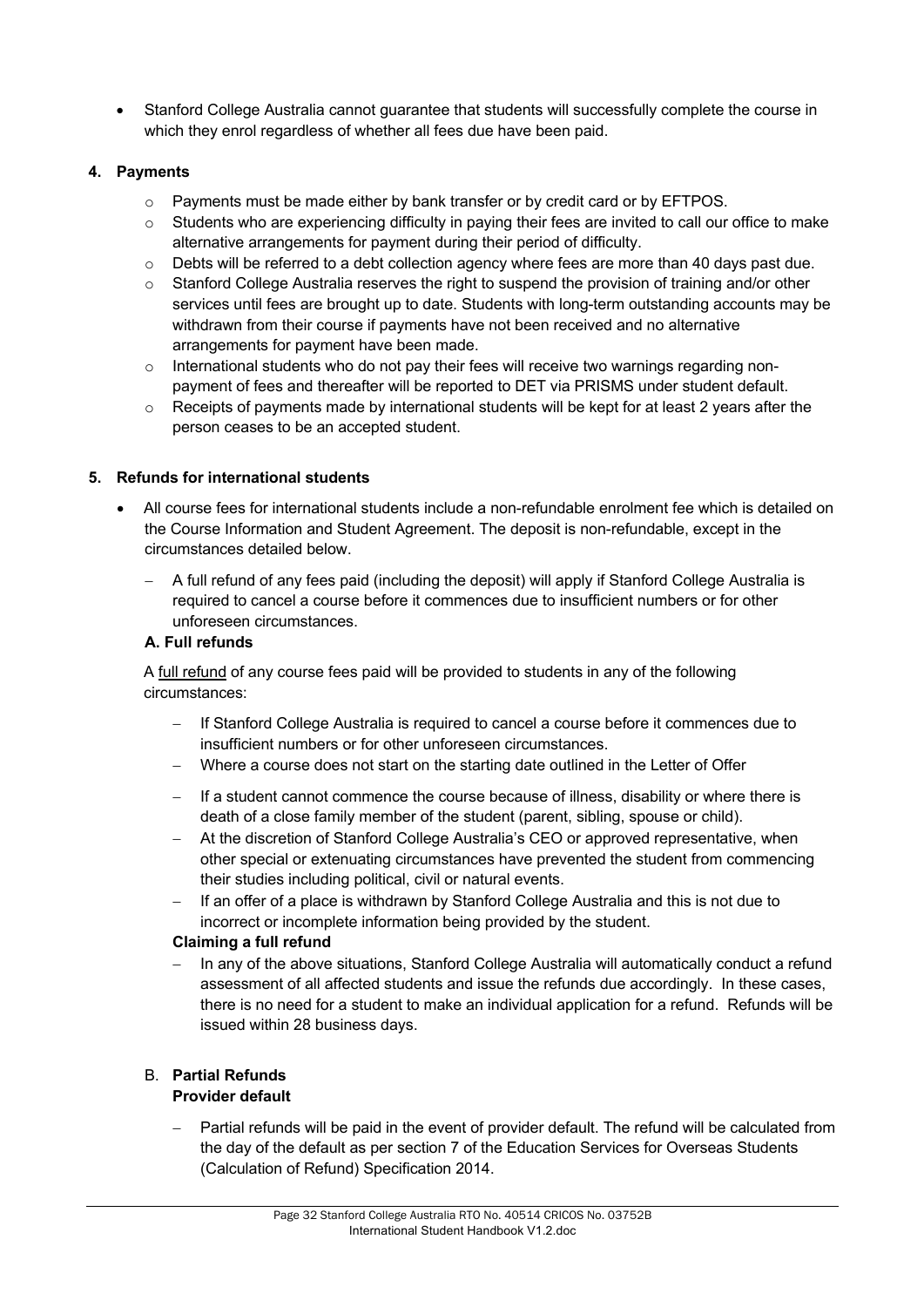- Stanford College Australia cannot guarantee that students will successfully complete the course in which they enrol regardless of whether all fees due have been paid.

**4. Payments**

- Payments must be made either by bank transfer or by credit card or by EFTPOS.
- Students who are experiencing difficulty in paying their fees are invited to call our office to make alternative arrangements for payment during their period of difficulty.
- Debts will be referred to a debt collection agency where fees are more than 40 days past due.
- Stanford College Australia reserves the right to suspend the provision of training and/or other services until fees are brought up to date. Students with long-term outstanding accounts may be withdrawn from their course if payments have not been received and no alternative arrangements for payment have been made.
- International students who do not pay their fees will receive two warnings regarding non-payment of fees and thereafter will be reported to DET via PRISMS under student default.
- Receipts of payments made by international students will be kept for at least 2 years after the person ceases to be an accepted student.

**5. Refunds for international students**

- All course fees for international students include a non-refundable enrolment fee which is detailed on the Course Information and Student Agreement. The deposit is non-refundable, except in the circumstances detailed below.
  - A full refund of any fees paid (including the deposit) will apply if Stanford College Australia is required to cancel a course before it commences due to insufficient numbers or for other unforeseen circumstances.

**A. Full refunds**

A full refund of any course fees paid will be provided to students in any of the following circumstances:

- If Stanford College Australia is required to cancel a course before it commences due to insufficient numbers or for other unforeseen circumstances.
- Where a course does not start on the starting date outlined in the Letter of Offer
- If a student cannot commence the course because of illness, disability or where there is death of a close family member of the student (parent, sibling, spouse or child).
- At the discretion of Stanford College Australia's CEO or approved representative, when other special or extenuating circumstances have prevented the student from commencing their studies including political, civil or natural events.
- If an offer of a place is withdrawn by Stanford College Australia and this is not due to incorrect or incomplete information being provided by the student.

**Claiming a full refund**

- In any of the above situations, Stanford College Australia will automatically conduct a refund assessment of all affected students and issue the refunds due accordingly. In these cases, there is no need for a student to make an individual application for a refund. Refunds will be issued within 28 business days.

B. **Partial Refunds**

**Provider default**

- Partial refunds will be paid in the event of provider default. The refund will be calculated from the day of the default as per section 7 of the Education Services for Overseas Students (Calculation of Refund) Specification 2014.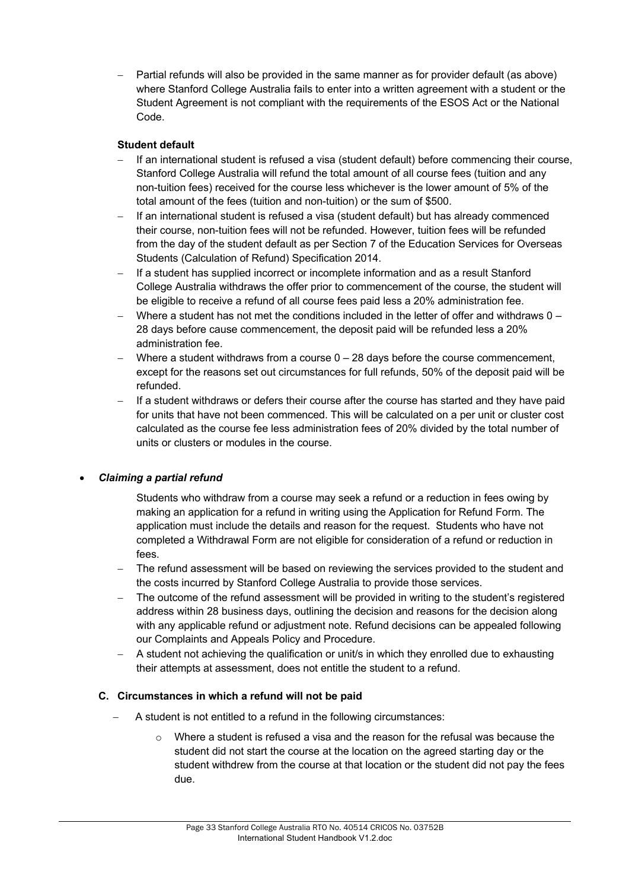- Partial refunds will also be provided in the same manner as for provider default (as above) where Stanford College Australia fails to enter into a written agreement with a student or the Student Agreement is not compliant with the requirements of the ESOS Act or the National Code.

**Student default**

- If an international student is refused a visa (student default) before commencing their course, Stanford College Australia will refund the total amount of all course fees (tuition and any non-tuition fees) received for the course less whichever is the lower amount of 5% of the total amount of the fees (tuition and non-tuition) or the sum of $500.
- If an international student is refused a visa (student default) but has already commenced their course, non-tuition fees will not be refunded. However, tuition fees will be refunded from the day of the student default as per Section 7 of the Education Services for Overseas Students (Calculation of Refund) Specification 2014.
- If a student has supplied incorrect or incomplete information and as a result Stanford College Australia withdraws the offer prior to commencement of the course, the student will be eligible to receive a refund of all course fees paid less a 20% administration fee.
- Where a student has not met the conditions included in the letter of offer and withdraws 0 – 28 days before cause commencement, the deposit paid will be refunded less a 20% administration fee.
- Where a student withdraws from a course 0 – 28 days before the course commencement, except for the reasons set out circumstances for full refunds, 50% of the deposit paid will be refunded.
- If a student withdraws or defers their course after the course has started and they have paid for units that have not been commenced. This will be calculated on a per unit or cluster cost calculated as the course fee less administration fees of 20% divided by the total number of units or clusters or modules in the course.

- ***Claiming a partial refund***

  Students who withdraw from a course may seek a refund or a reduction in fees owing by making an application for a refund in writing using the Application for Refund Form. The application must include the details and reason for the request. Students who have not completed a Withdrawal Form are not eligible for consideration of a refund or reduction in fees.

  - The refund assessment will be based on reviewing the services provided to the student and the costs incurred by Stanford College Australia to provide those services.
  - The outcome of the refund assessment will be provided in writing to the student's registered address within 28 business days, outlining the decision and reasons for the decision along with any applicable refund or adjustment note. Refund decisions can be appealed following our Complaints and Appeals Policy and Procedure.
  - A student not achieving the qualification or unit/s in which they enrolled due to exhausting their attempts at assessment, does not entitle the student to a refund.

**C. Circumstances in which a refund will not be paid**

- A student is not entitled to a refund in the following circumstances:
  - Where a student is refused a visa and the reason for the refusal was because the student did not start the course at the location on the agreed starting day or the student withdrew from the course at that location or the student did not pay the fees due.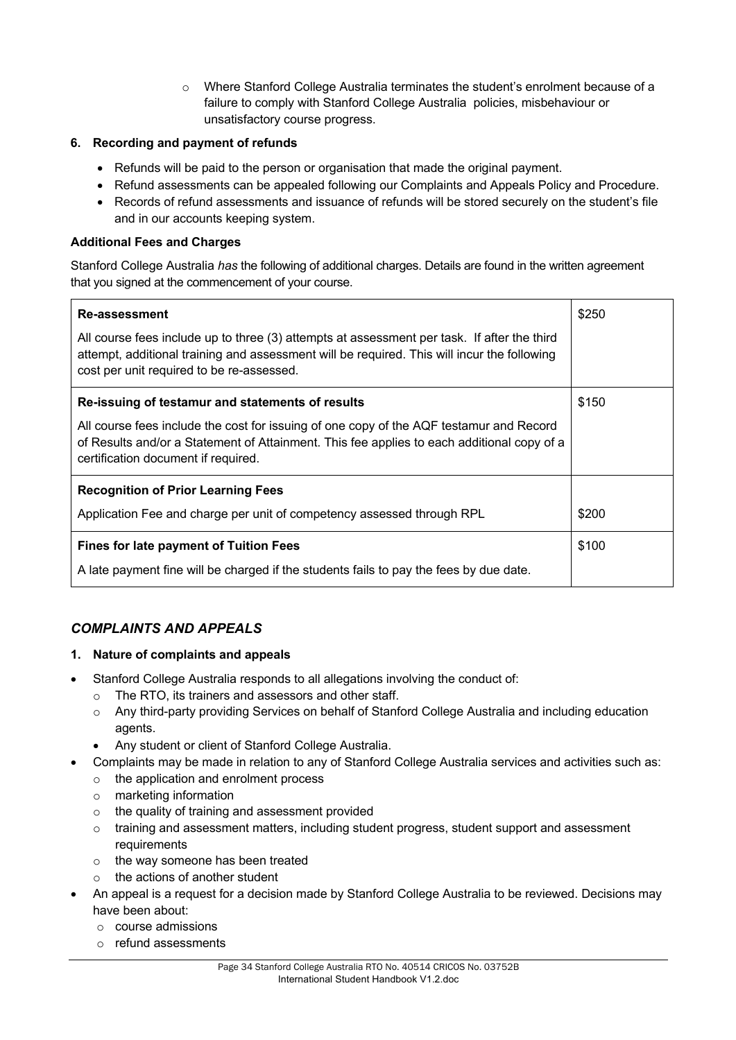- Where Stanford College Australia terminates the student's enrolment because of a failure to comply with Stanford College Australia policies, misbehaviour or unsatisfactory course progress.

**6. Recording and payment of refunds**

- Refunds will be paid to the person or organisation that made the original payment.
- Refund assessments can be appealed following our Complaints and Appeals Policy and Procedure.
- Records of refund assessments and issuance of refunds will be stored securely on the student's file and in our accounts keeping system.

**Additional Fees and Charges**

Stanford College Australia *has* the following of additional charges. Details are found in the written agreement that you signed at the commencement of your course.

| | |
|---|---|
| **Re-assessment**<br><br>All course fees include up to three (3) attempts at assessment per task. If after the third attempt, additional training and assessment will be required. This will incur the following cost per unit required to be re-assessed. | $250 |
| **Re-issuing of testamur and statements of results**<br><br>All course fees include the cost for issuing of one copy of the AQF testamur and Record of Results and/or a Statement of Attainment. This fee applies to each additional copy of a certification document if required. | $150 |
| **Recognition of Prior Learning Fees**<br><br>Application Fee and charge per unit of competency assessed through RPL | $200 |
| **Fines for late payment of Tuition Fees**<br><br>A late payment fine will be charged if the students fails to pay the fees by due date. | $100 |

## *COMPLAINTS AND APPEALS*

**1. Nature of complaints and appeals**

- Stanford College Australia responds to all allegations involving the conduct of:
    - The RTO, its trainers and assessors and other staff.
    - Any third-party providing Services on behalf of Stanford College Australia and including education agents.
    - Any student or client of Stanford College Australia.
- Complaints may be made in relation to any of Stanford College Australia services and activities such as:
    - the application and enrolment process
    - marketing information
    - the quality of training and assessment provided
    - training and assessment matters, including student progress, student support and assessment requirements
    - the way someone has been treated
    - the actions of another student
- An appeal is a request for a decision made by Stanford College Australia to be reviewed. Decisions may have been about:
    - course admissions
    - refund assessments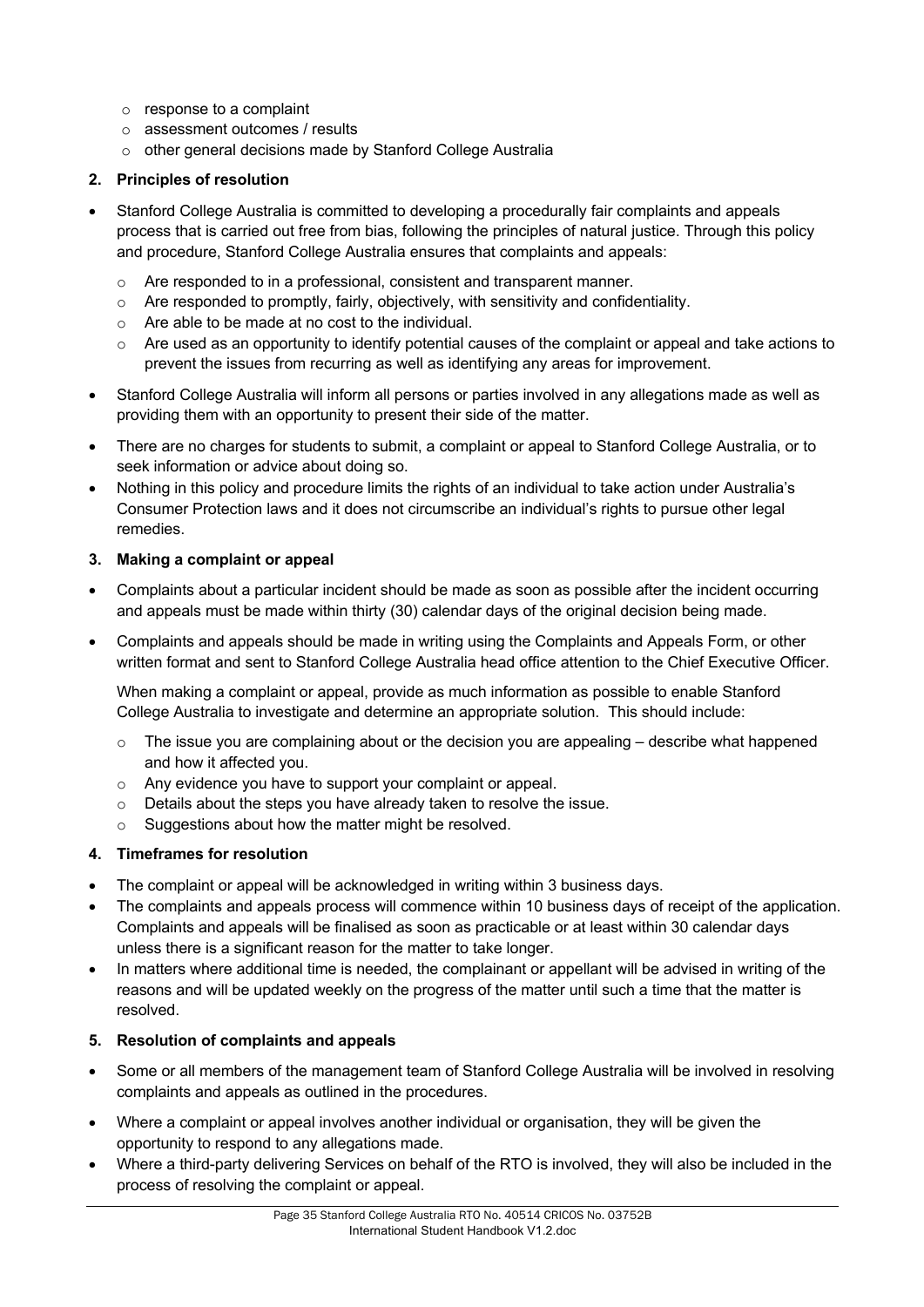- response to a complaint
  - assessment outcomes / results
  - other general decisions made by Stanford College Australia

**2. Principles of resolution**

- Stanford College Australia is committed to developing a procedurally fair complaints and appeals process that is carried out free from bias, following the principles of natural justice. Through this policy and procedure, Stanford College Australia ensures that complaints and appeals:
  - Are responded to in a professional, consistent and transparent manner.
  - Are responded to promptly, fairly, objectively, with sensitivity and confidentiality.
  - Are able to be made at no cost to the individual.
  - Are used as an opportunity to identify potential causes of the complaint or appeal and take actions to prevent the issues from recurring as well as identifying any areas for improvement.
- Stanford College Australia will inform all persons or parties involved in any allegations made as well as providing them with an opportunity to present their side of the matter.
- There are no charges for students to submit, a complaint or appeal to Stanford College Australia, or to seek information or advice about doing so.
- Nothing in this policy and procedure limits the rights of an individual to take action under Australia's Consumer Protection laws and it does not circumscribe an individual's rights to pursue other legal remedies.

**3. Making a complaint or appeal**

- Complaints about a particular incident should be made as soon as possible after the incident occurring and appeals must be made within thirty (30) calendar days of the original decision being made.
- Complaints and appeals should be made in writing using the Complaints and Appeals Form, or other written format and sent to Stanford College Australia head office attention to the Chief Executive Officer.

  When making a complaint or appeal, provide as much information as possible to enable Stanford College Australia to investigate and determine an appropriate solution. This should include:

  - The issue you are complaining about or the decision you are appealing – describe what happened and how it affected you.
  - Any evidence you have to support your complaint or appeal.
  - Details about the steps you have already taken to resolve the issue.
  - Suggestions about how the matter might be resolved.

**4. Timeframes for resolution**

- The complaint or appeal will be acknowledged in writing within 3 business days.
- The complaints and appeals process will commence within 10 business days of receipt of the application. Complaints and appeals will be finalised as soon as practicable or at least within 30 calendar days unless there is a significant reason for the matter to take longer.
- In matters where additional time is needed, the complainant or appellant will be advised in writing of the reasons and will be updated weekly on the progress of the matter until such a time that the matter is resolved.

**5. Resolution of complaints and appeals**

- Some or all members of the management team of Stanford College Australia will be involved in resolving complaints and appeals as outlined in the procedures.
- Where a complaint or appeal involves another individual or organisation, they will be given the opportunity to respond to any allegations made.
- Where a third-party delivering Services on behalf of the RTO is involved, they will also be included in the process of resolving the complaint or appeal.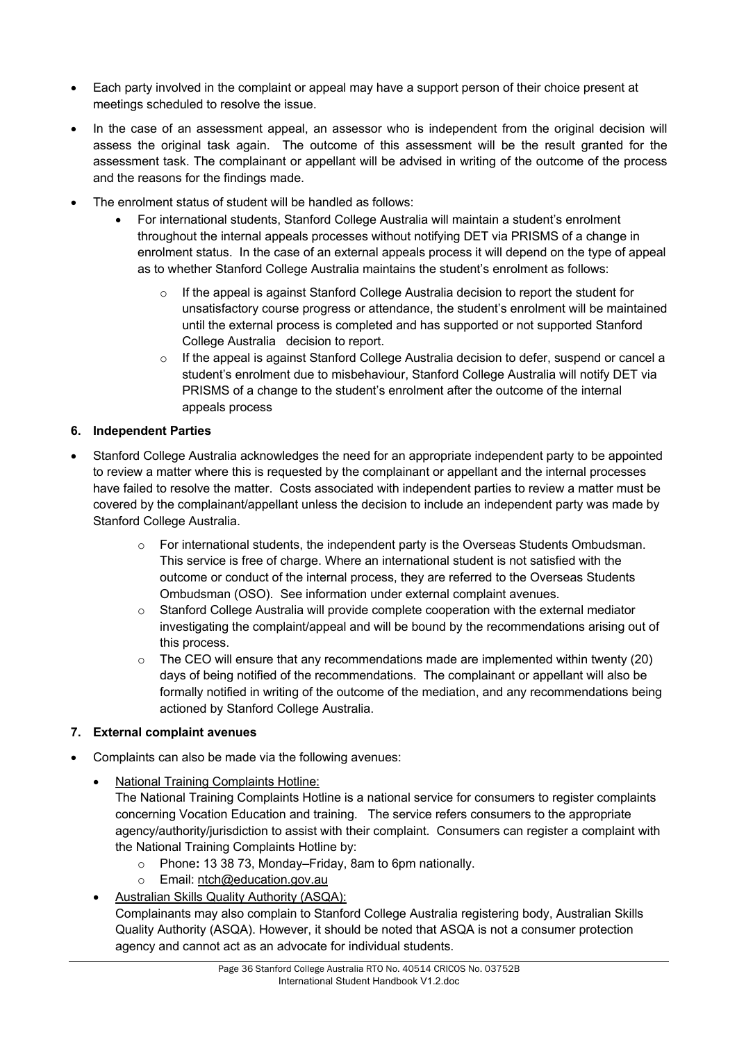- Each party involved in the complaint or appeal may have a support person of their choice present at meetings scheduled to resolve the issue.
- In the case of an assessment appeal, an assessor who is independent from the original decision will assess the original task again. The outcome of this assessment will be the result granted for the assessment task. The complainant or appellant will be advised in writing of the outcome of the process and the reasons for the findings made.
- The enrolment status of student will be handled as follows:
  - For international students, Stanford College Australia will maintain a student's enrolment throughout the internal appeals processes without notifying DET via PRISMS of a change in enrolment status. In the case of an external appeals process it will depend on the type of appeal as to whether Stanford College Australia maintains the student's enrolment as follows:
    - If the appeal is against Stanford College Australia decision to report the student for unsatisfactory course progress or attendance, the student's enrolment will be maintained until the external process is completed and has supported or not supported Stanford College Australia decision to report.
    - If the appeal is against Stanford College Australia decision to defer, suspend or cancel a student's enrolment due to misbehaviour, Stanford College Australia will notify DET via PRISMS of a change to the student's enrolment after the outcome of the internal appeals process

### 6. Independent Parties

- Stanford College Australia acknowledges the need for an appropriate independent party to be appointed to review a matter where this is requested by the complainant or appellant and the internal processes have failed to resolve the matter. Costs associated with independent parties to review a matter must be covered by the complainant/appellant unless the decision to include an independent party was made by Stanford College Australia.
  - For international students, the independent party is the Overseas Students Ombudsman. This service is free of charge. Where an international student is not satisfied with the outcome or conduct of the internal process, they are referred to the Overseas Students Ombudsman (OSO). See information under external complaint avenues.
  - Stanford College Australia will provide complete cooperation with the external mediator investigating the complaint/appeal and will be bound by the recommendations arising out of this process.
  - The CEO will ensure that any recommendations made are implemented within twenty (20) days of being notified of the recommendations. The complainant or appellant will also be formally notified in writing of the outcome of the mediation, and any recommendations being actioned by Stanford College Australia.

### 7. External complaint avenues

- Complaints can also be made via the following avenues:
  - National Training Complaints Hotline:
    The National Training Complaints Hotline is a national service for consumers to register complaints concerning Vocation Education and training. The service refers consumers to the appropriate agency/authority/jurisdiction to assist with their complaint. Consumers can register a complaint with the National Training Complaints Hotline by:
    - Phone**:** 13 38 73, Monday–Friday, 8am to 6pm nationally.
    - Email: ntch@education.gov.au
  - Australian Skills Quality Authority (ASQA):
    Complainants may also complain to Stanford College Australia registering body, Australian Skills Quality Authority (ASQA). However, it should be noted that ASQA is not a consumer protection agency and cannot act as an advocate for individual students.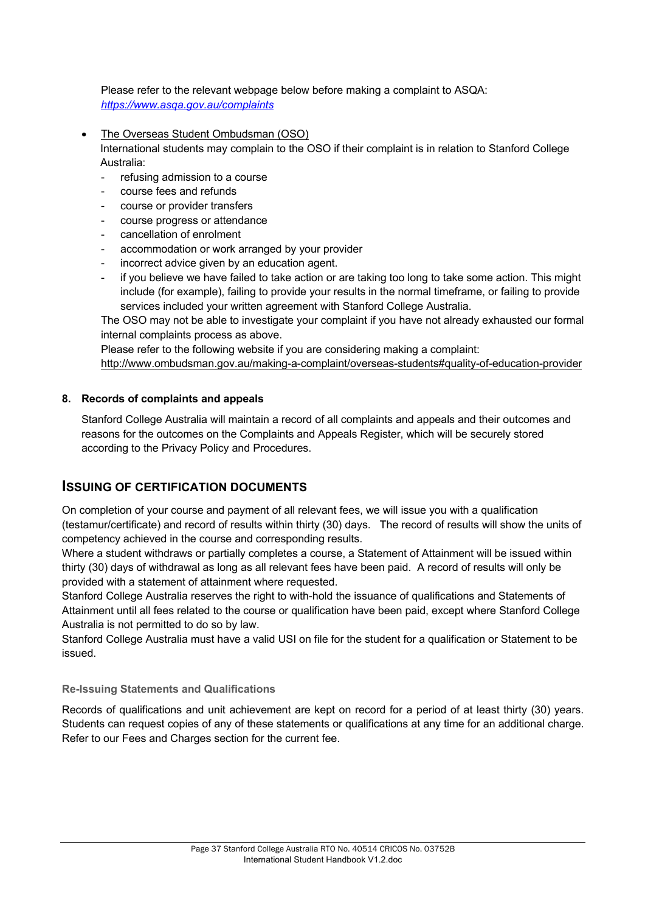Please refer to the relevant webpage below before making a complaint to ASQA:
*https://www.asqa.gov.au/complaints*

- The Overseas Student Ombudsman (OSO)
  International students may complain to the OSO if their complaint is in relation to Stanford College Australia:
  - refusing admission to a course
  - course fees and refunds
  - course or provider transfers
  - course progress or attendance
  - cancellation of enrolment
  - accommodation or work arranged by your provider
  - incorrect advice given by an education agent.
  - if you believe we have failed to take action or are taking too long to take some action. This might include (for example), failing to provide your results in the normal timeframe, or failing to provide services included your written agreement with Stanford College Australia.

  The OSO may not be able to investigate your complaint if you have not already exhausted our formal internal complaints process as above.
  Please refer to the following website if you are considering making a complaint:
  http://www.ombudsman.gov.au/making-a-complaint/overseas-students#quality-of-education-provider

**8. Records of complaints and appeals**

Stanford College Australia will maintain a record of all complaints and appeals and their outcomes and reasons for the outcomes on the Complaints and Appeals Register, which will be securely stored according to the Privacy Policy and Procedures.

## ISSUING OF CERTIFICATION DOCUMENTS

On completion of your course and payment of all relevant fees, we will issue you with a qualification (testamur/certificate) and record of results within thirty (30) days. The record of results will show the units of competency achieved in the course and corresponding results.
Where a student withdraws or partially completes a course, a Statement of Attainment will be issued within thirty (30) days of withdrawal as long as all relevant fees have been paid. A record of results will only be provided with a statement of attainment where requested.
Stanford College Australia reserves the right to with-hold the issuance of qualifications and Statements of Attainment until all fees related to the course or qualification have been paid, except where Stanford College Australia is not permitted to do so by law.
Stanford College Australia must have a valid USI on file for the student for a qualification or Statement to be issued.

### Re-Issuing Statements and Qualifications

Records of qualifications and unit achievement are kept on record for a period of at least thirty (30) years. Students can request copies of any of these statements or qualifications at any time for an additional charge. Refer to our Fees and Charges section for the current fee.